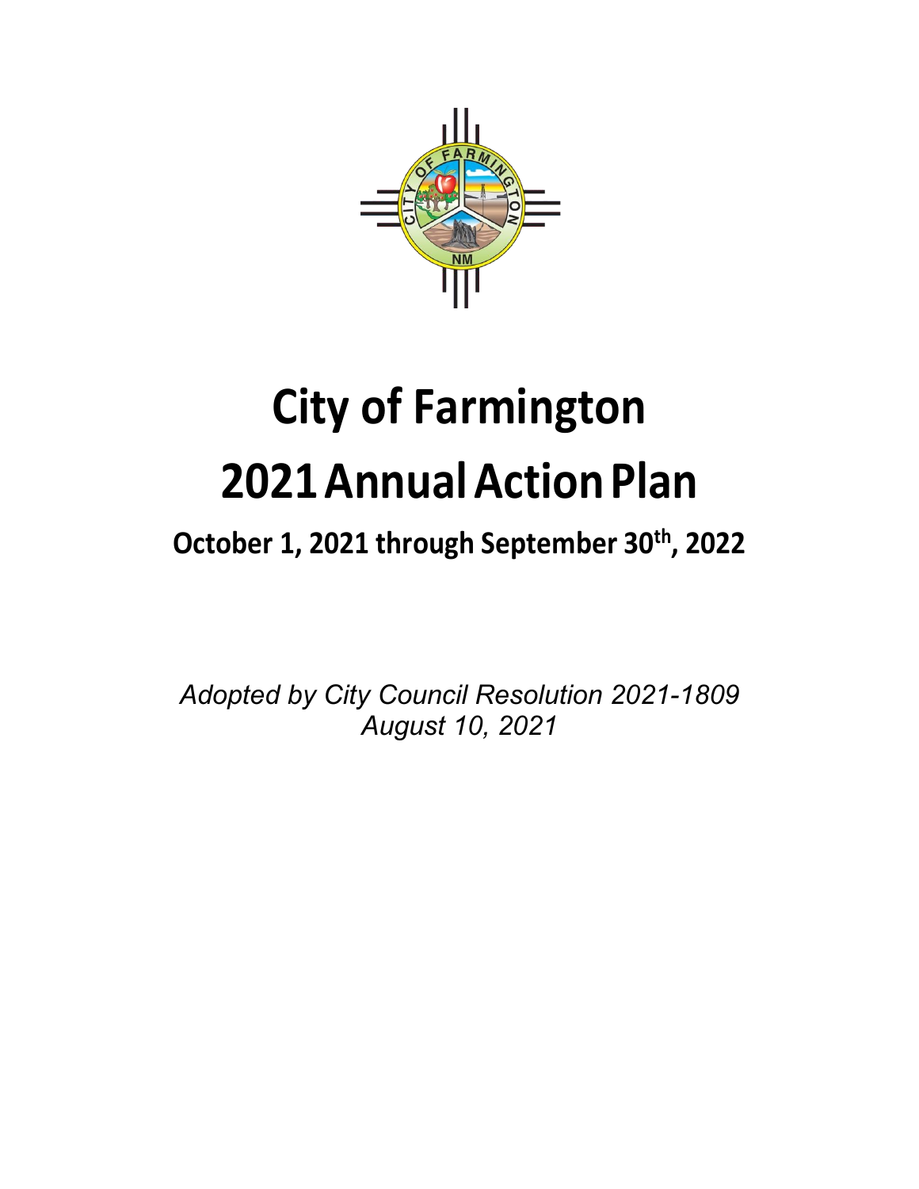# City of Farmington

# 2021 Annual Action Plan

## October 1, 2021 through September 30th, 2022

*Adopted by City Council Resolution 2021-1809*
*August 10, 2021*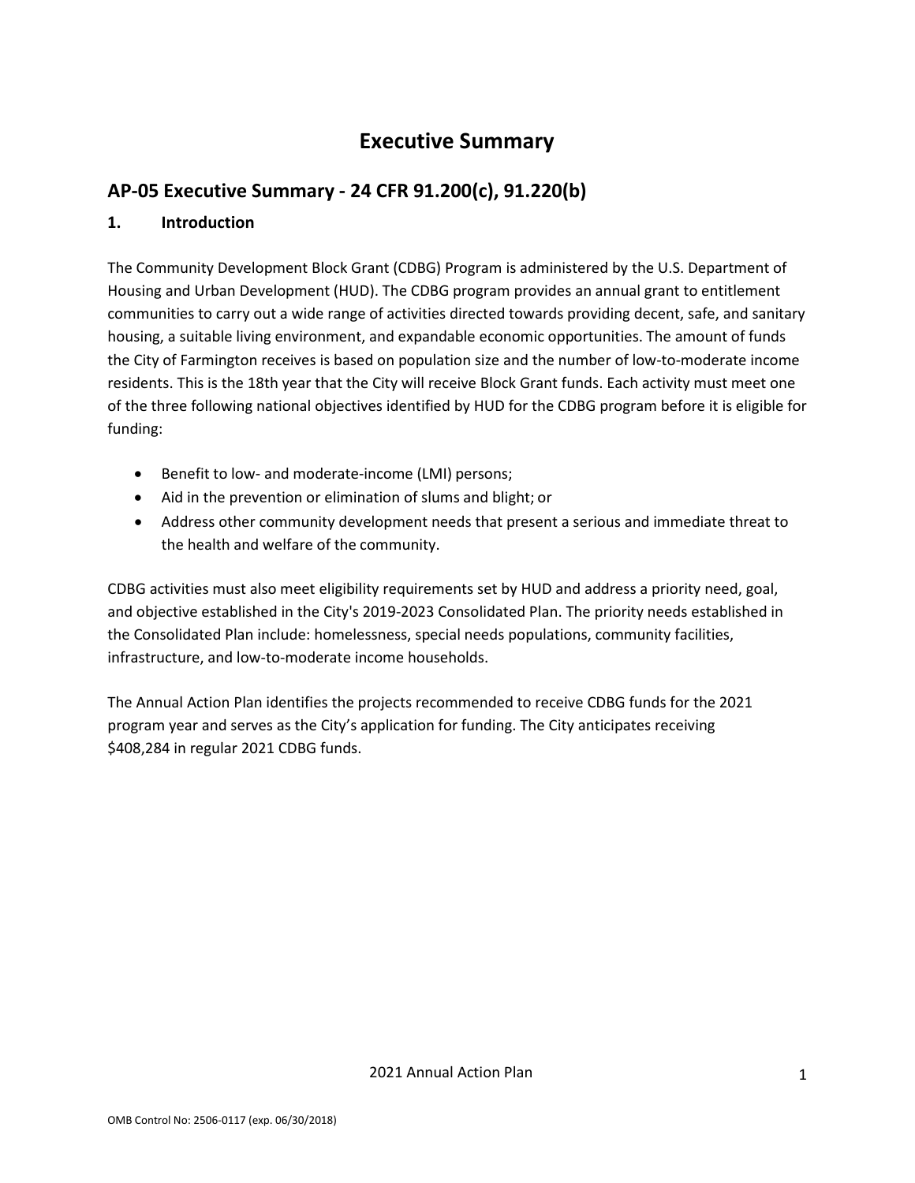# Executive Summary

## AP-05 Executive Summary - 24 CFR 91.200(c), 91.220(b)

### 1. Introduction

The Community Development Block Grant (CDBG) Program is administered by the U.S. Department of Housing and Urban Development (HUD). The CDBG program provides an annual grant to entitlement communities to carry out a wide range of activities directed towards providing decent, safe, and sanitary housing, a suitable living environment, and expandable economic opportunities. The amount of funds the City of Farmington receives is based on population size and the number of low-to-moderate income residents. This is the 18th year that the City will receive Block Grant funds. Each activity must meet one of the three following national objectives identified by HUD for the CDBG program before it is eligible for funding:

- Benefit to low- and moderate-income (LMI) persons;
- Aid in the prevention or elimination of slums and blight; or
- Address other community development needs that present a serious and immediate threat to the health and welfare of the community.

CDBG activities must also meet eligibility requirements set by HUD and address a priority need, goal, and objective established in the City's 2019-2023 Consolidated Plan. The priority needs established in the Consolidated Plan include: homelessness, special needs populations, community facilities, infrastructure, and low-to-moderate income households.

The Annual Action Plan identifies the projects recommended to receive CDBG funds for the 2021 program year and serves as the City's application for funding. The City anticipates receiving $408,284 in regular 2021 CDBG funds.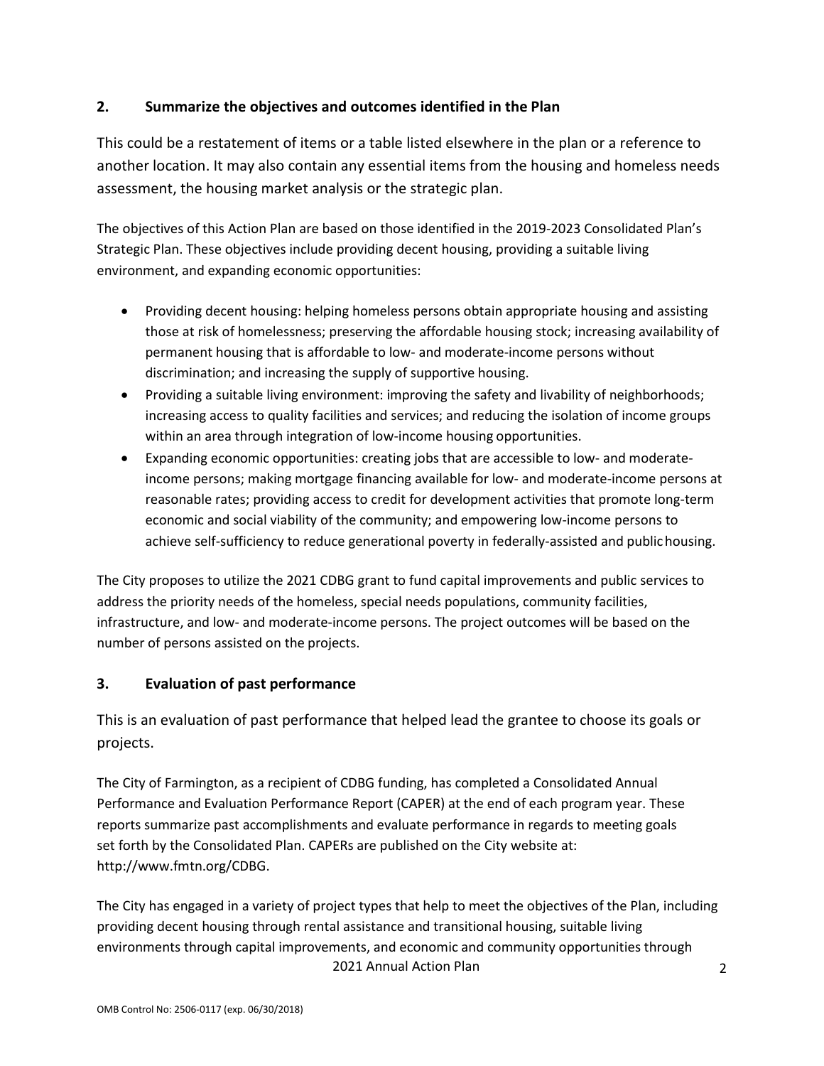## 2. Summarize the objectives and outcomes identified in the Plan

This could be a restatement of items or a table listed elsewhere in the plan or a reference to another location. It may also contain any essential items from the housing and homeless needs assessment, the housing market analysis or the strategic plan.

The objectives of this Action Plan are based on those identified in the 2019-2023 Consolidated Plan's Strategic Plan. These objectives include providing decent housing, providing a suitable living environment, and expanding economic opportunities:

- Providing decent housing: helping homeless persons obtain appropriate housing and assisting those at risk of homelessness; preserving the affordable housing stock; increasing availability of permanent housing that is affordable to low- and moderate-income persons without discrimination; and increasing the supply of supportive housing.
- Providing a suitable living environment: improving the safety and livability of neighborhoods; increasing access to quality facilities and services; and reducing the isolation of income groups within an area through integration of low-income housing opportunities.
- Expanding economic opportunities: creating jobs that are accessible to low- and moderate-income persons; making mortgage financing available for low- and moderate-income persons at reasonable rates; providing access to credit for development activities that promote long-term economic and social viability of the community; and empowering low-income persons to achieve self-sufficiency to reduce generational poverty in federally-assisted and public housing.

The City proposes to utilize the 2021 CDBG grant to fund capital improvements and public services to address the priority needs of the homeless, special needs populations, community facilities, infrastructure, and low- and moderate-income persons. The project outcomes will be based on the number of persons assisted on the projects.

## 3. Evaluation of past performance

This is an evaluation of past performance that helped lead the grantee to choose its goals or projects.

The City of Farmington, as a recipient of CDBG funding, has completed a Consolidated Annual Performance and Evaluation Performance Report (CAPER) at the end of each program year. These reports summarize past accomplishments and evaluate performance in regards to meeting goals set forth by the Consolidated Plan. CAPERs are published on the City website at: http://www.fmtn.org/CDBG.

The City has engaged in a variety of project types that help to meet the objectives of the Plan, including providing decent housing through rental assistance and transitional housing, suitable living environments through capital improvements, and economic and community opportunities through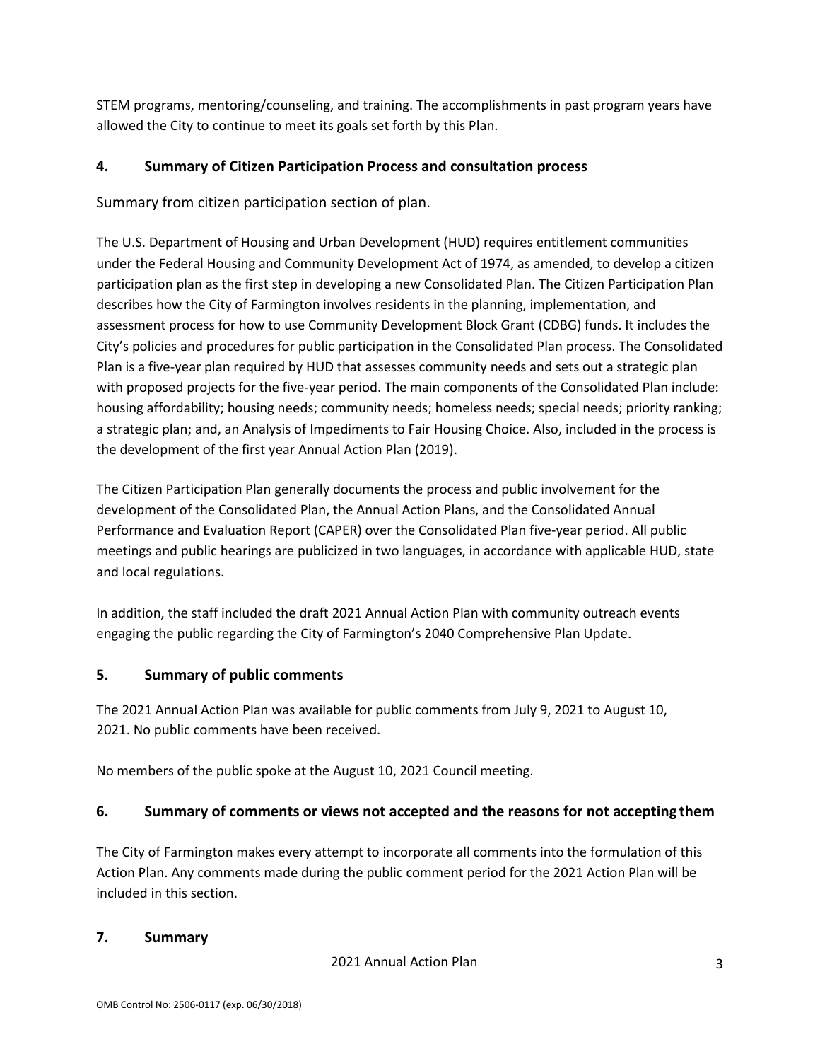STEM programs, mentoring/counseling, and training. The accomplishments in past program years have allowed the City to continue to meet its goals set forth by this Plan.

## 4. Summary of Citizen Participation Process and consultation process

Summary from citizen participation section of plan.

The U.S. Department of Housing and Urban Development (HUD) requires entitlement communities under the Federal Housing and Community Development Act of 1974, as amended, to develop a citizen participation plan as the first step in developing a new Consolidated Plan. The Citizen Participation Plan describes how the City of Farmington involves residents in the planning, implementation, and assessment process for how to use Community Development Block Grant (CDBG) funds. It includes the City's policies and procedures for public participation in the Consolidated Plan process. The Consolidated Plan is a five-year plan required by HUD that assesses community needs and sets out a strategic plan with proposed projects for the five-year period. The main components of the Consolidated Plan include: housing affordability; housing needs; community needs; homeless needs; special needs; priority ranking; a strategic plan; and, an Analysis of Impediments to Fair Housing Choice. Also, included in the process is the development of the first year Annual Action Plan (2019).

The Citizen Participation Plan generally documents the process and public involvement for the development of the Consolidated Plan, the Annual Action Plans, and the Consolidated Annual Performance and Evaluation Report (CAPER) over the Consolidated Plan five-year period. All public meetings and public hearings are publicized in two languages, in accordance with applicable HUD, state and local regulations.

In addition, the staff included the draft 2021 Annual Action Plan with community outreach events engaging the public regarding the City of Farmington's 2040 Comprehensive Plan Update.

## 5. Summary of public comments

The 2021 Annual Action Plan was available for public comments from July 9, 2021 to August 10, 2021. No public comments have been received.

No members of the public spoke at the August 10, 2021 Council meeting.

## 6. Summary of comments or views not accepted and the reasons for not accepting them

The City of Farmington makes every attempt to incorporate all comments into the formulation of this Action Plan. Any comments made during the public comment period for the 2021 Action Plan will be included in this section.

## 7. Summary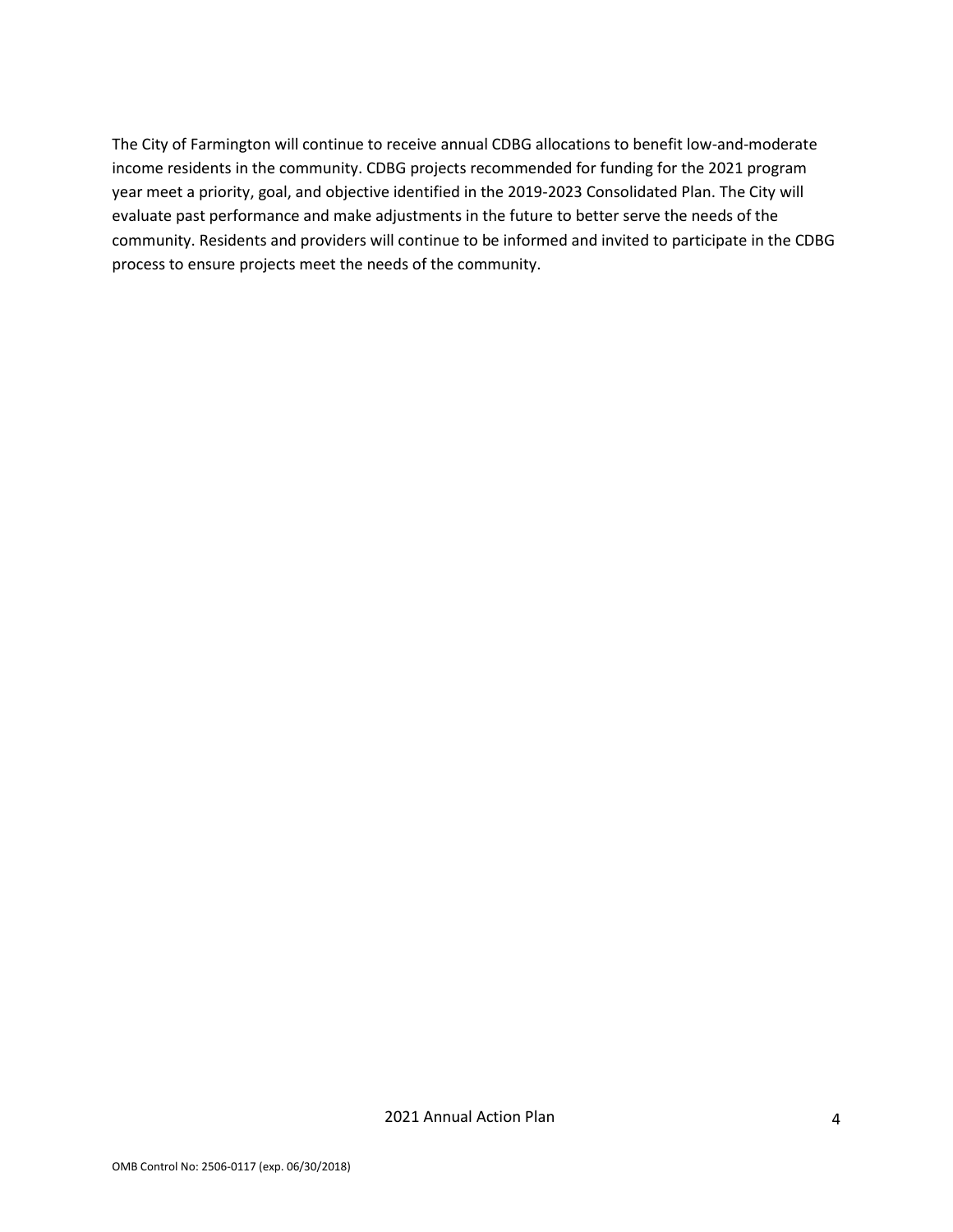The City of Farmington will continue to receive annual CDBG allocations to benefit low-and-moderate income residents in the community. CDBG projects recommended for funding for the 2021 program year meet a priority, goal, and objective identified in the 2019-2023 Consolidated Plan. The City will evaluate past performance and make adjustments in the future to better serve the needs of the community. Residents and providers will continue to be informed and invited to participate in the CDBG process to ensure projects meet the needs of the community.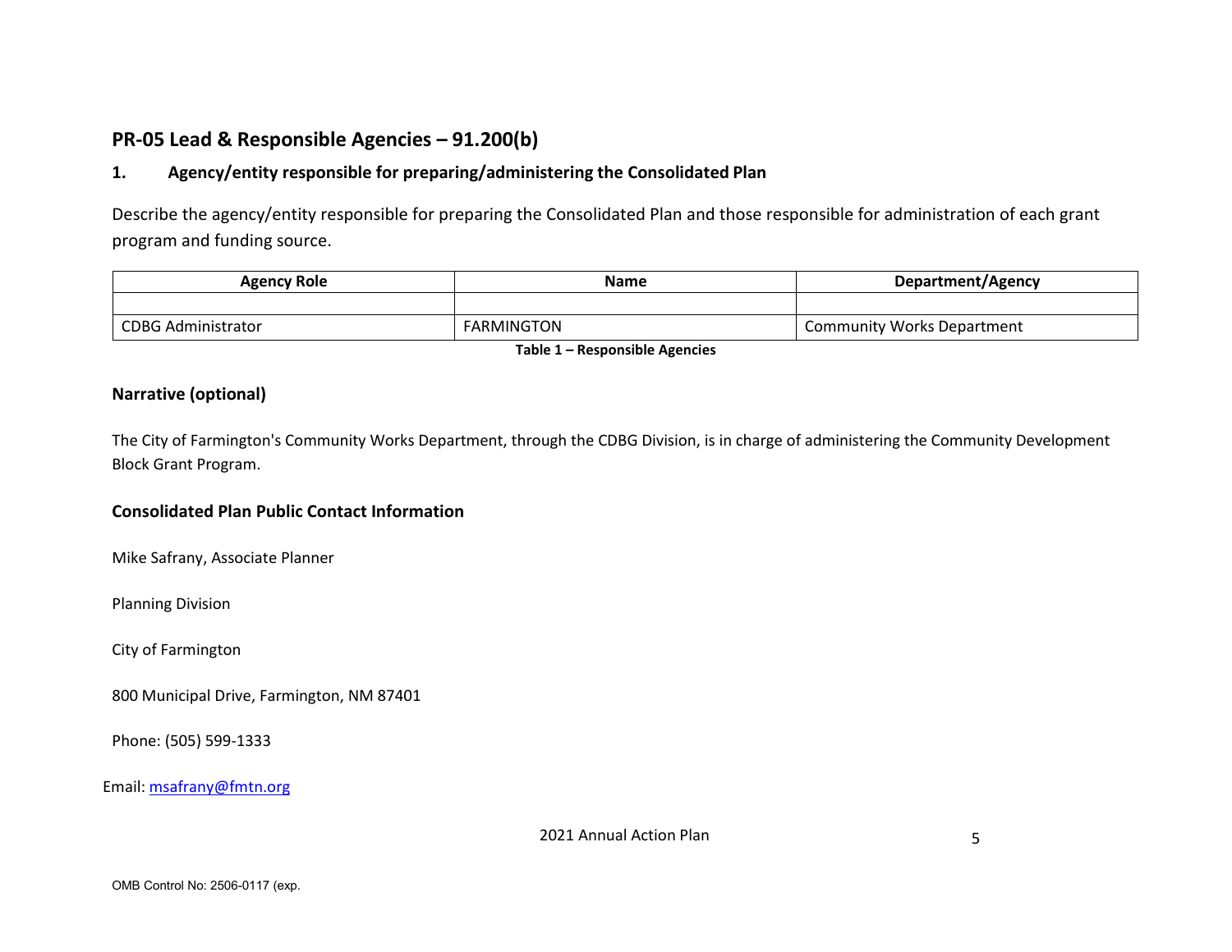## PR-05 Lead & Responsible Agencies – 91.200(b)

### 1. Agency/entity responsible for preparing/administering the Consolidated Plan

Describe the agency/entity responsible for preparing the Consolidated Plan and those responsible for administration of each grant program and funding source.

| Agency Role | Name | Department/Agency |
|---|---|---|
| | | |
| CDBG Administrator | FARMINGTON | Community Works Department |

**Table 1 – Responsible Agencies**

### Narrative (optional)

The City of Farmington's Community Works Department, through the CDBG Division, is in charge of administering the Community Development Block Grant Program.

### Consolidated Plan Public Contact Information

Mike Safrany, Associate Planner

Planning Division

City of Farmington

800 Municipal Drive, Farmington, NM 87401

Phone: (505) 599-1333

Email: msafrany@fmtn.org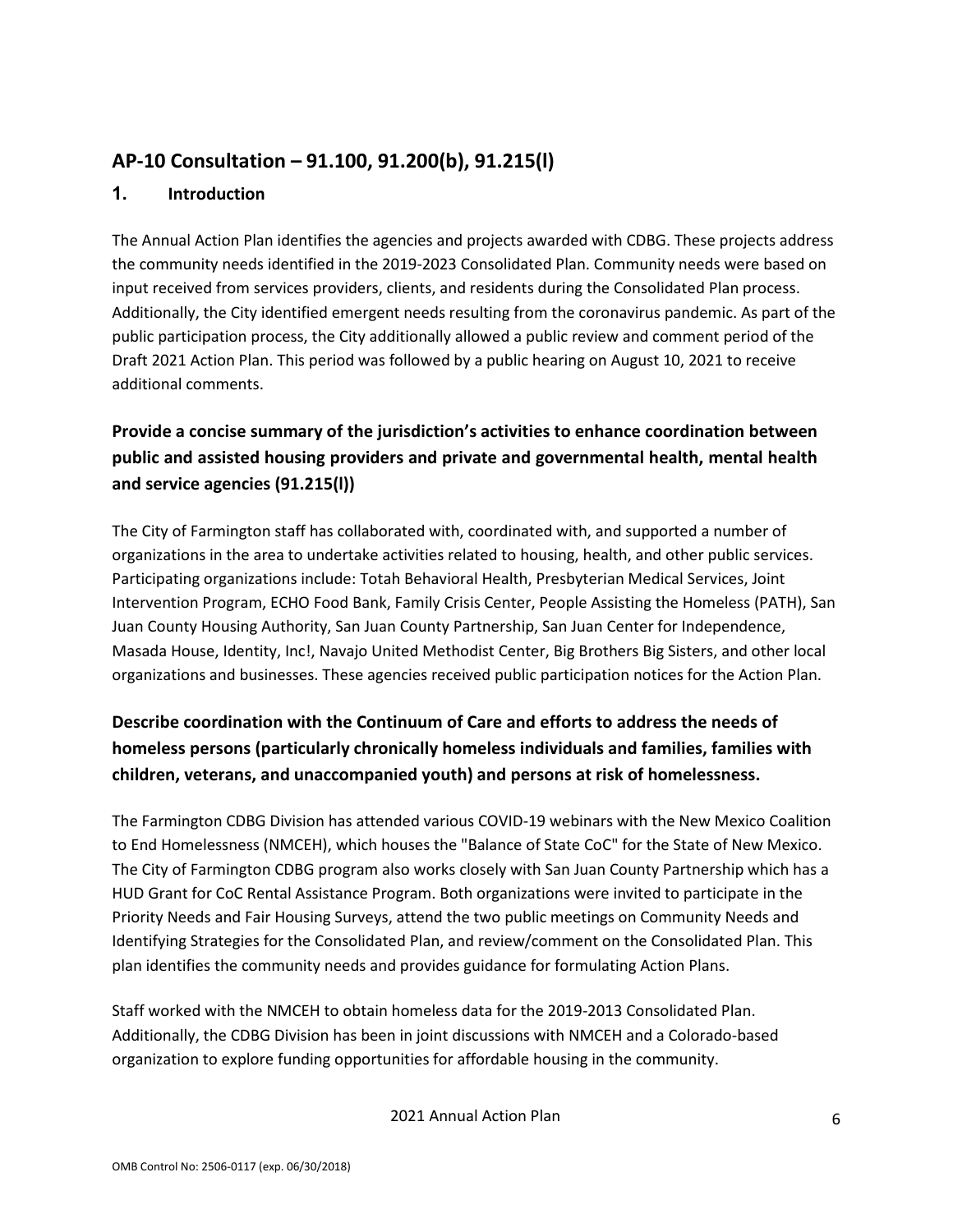## AP-10 Consultation – 91.100, 91.200(b), 91.215(l)

### 1. Introduction

The Annual Action Plan identifies the agencies and projects awarded with CDBG. These projects address the community needs identified in the 2019-2023 Consolidated Plan. Community needs were based on input received from services providers, clients, and residents during the Consolidated Plan process. Additionally, the City identified emergent needs resulting from the coronavirus pandemic. As part of the public participation process, the City additionally allowed a public review and comment period of the Draft 2021 Action Plan. This period was followed by a public hearing on August 10, 2021 to receive additional comments.

### Provide a concise summary of the jurisdiction's activities to enhance coordination between public and assisted housing providers and private and governmental health, mental health and service agencies (91.215(l))

The City of Farmington staff has collaborated with, coordinated with, and supported a number of organizations in the area to undertake activities related to housing, health, and other public services. Participating organizations include: Totah Behavioral Health, Presbyterian Medical Services, Joint Intervention Program, ECHO Food Bank, Family Crisis Center, People Assisting the Homeless (PATH), San Juan County Housing Authority, San Juan County Partnership, San Juan Center for Independence, Masada House, Identity, Inc!, Navajo United Methodist Center, Big Brothers Big Sisters, and other local organizations and businesses. These agencies received public participation notices for the Action Plan.

### Describe coordination with the Continuum of Care and efforts to address the needs of homeless persons (particularly chronically homeless individuals and families, families with children, veterans, and unaccompanied youth) and persons at risk of homelessness.

The Farmington CDBG Division has attended various COVID-19 webinars with the New Mexico Coalition to End Homelessness (NMCEH), which houses the "Balance of State CoC" for the State of New Mexico. The City of Farmington CDBG program also works closely with San Juan County Partnership which has a HUD Grant for CoC Rental Assistance Program. Both organizations were invited to participate in the Priority Needs and Fair Housing Surveys, attend the two public meetings on Community Needs and Identifying Strategies for the Consolidated Plan, and review/comment on the Consolidated Plan. This plan identifies the community needs and provides guidance for formulating Action Plans.

Staff worked with the NMCEH to obtain homeless data for the 2019-2013 Consolidated Plan. Additionally, the CDBG Division has been in joint discussions with NMCEH and a Colorado-based organization to explore funding opportunities for affordable housing in the community.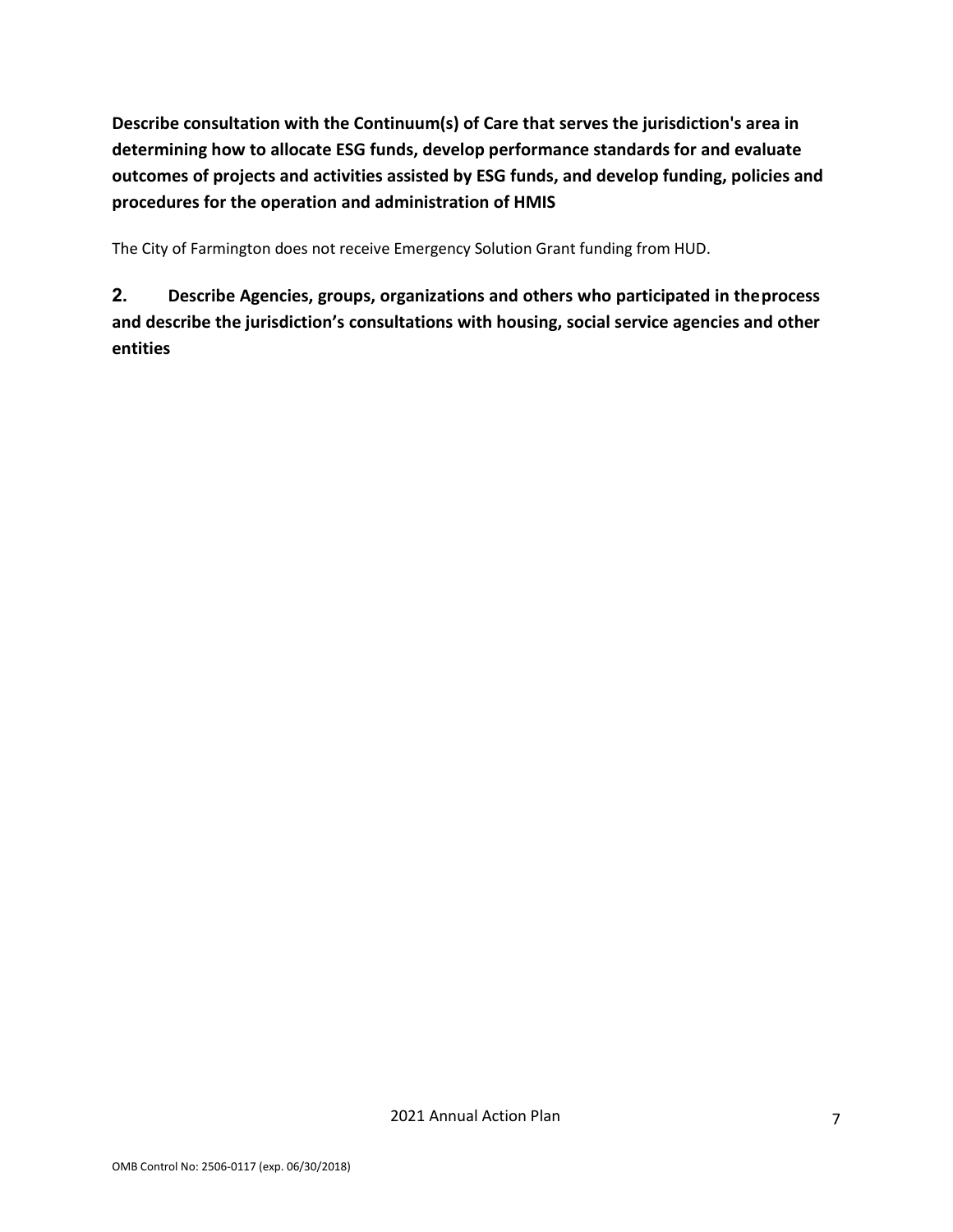**Describe consultation with the Continuum(s) of Care that serves the jurisdiction's area in determining how to allocate ESG funds, develop performance standards for and evaluate outcomes of projects and activities assisted by ESG funds, and develop funding, policies and procedures for the operation and administration of HMIS**

The City of Farmington does not receive Emergency Solution Grant funding from HUD.

**2. Describe Agencies, groups, organizations and others who participated in the process and describe the jurisdiction's consultations with housing, social service agencies and other entities**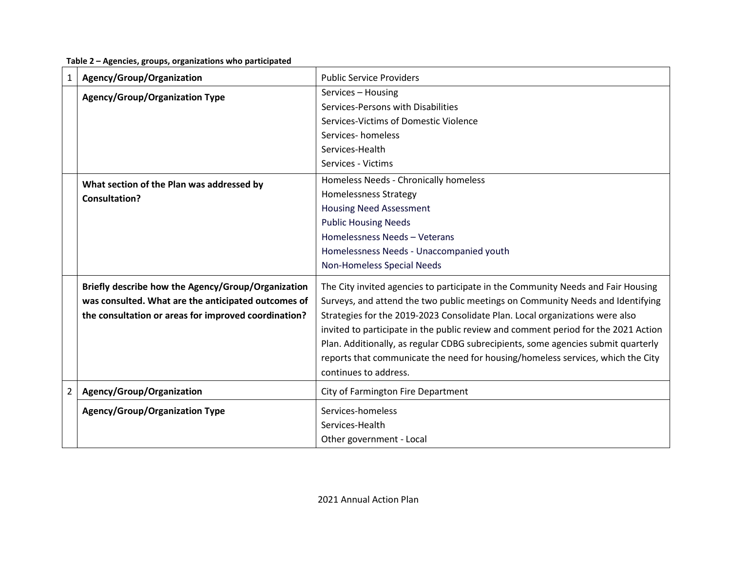**Table 2 – Agencies, groups, organizations who participated**

| | | |
|---|---|---|
| 1 | **Agency/Group/Organization** | Public Service Providers |
| | **Agency/Group/Organization Type** | Services – Housing<br>Services-Persons with Disabilities<br>Services-Victims of Domestic Violence<br>Services- homeless<br>Services-Health<br>Services - Victims |
| | **What section of the Plan was addressed by Consultation?** | Homeless Needs - Chronically homeless<br>Homelessness Strategy<br>Housing Need Assessment<br>Public Housing Needs<br>Homelessness Needs – Veterans<br>Homelessness Needs - Unaccompanied youth<br>Non-Homeless Special Needs |
| | **Briefly describe how the Agency/Group/Organization was consulted. What are the anticipated outcomes of the consultation or areas for improved coordination?** | The City invited agencies to participate in the Community Needs and Fair Housing Surveys, and attend the two public meetings on Community Needs and Identifying Strategies for the 2019-2023 Consolidate Plan. Local organizations were also invited to participate in the public review and comment period for the 2021 Action Plan. Additionally, as regular CDBG subrecipients, some agencies submit quarterly reports that communicate the need for housing/homeless services, which the City continues to address. |
| 2 | **Agency/Group/Organization** | City of Farmington Fire Department |
| | **Agency/Group/Organization Type** | Services-homeless<br>Services-Health<br>Other government - Local |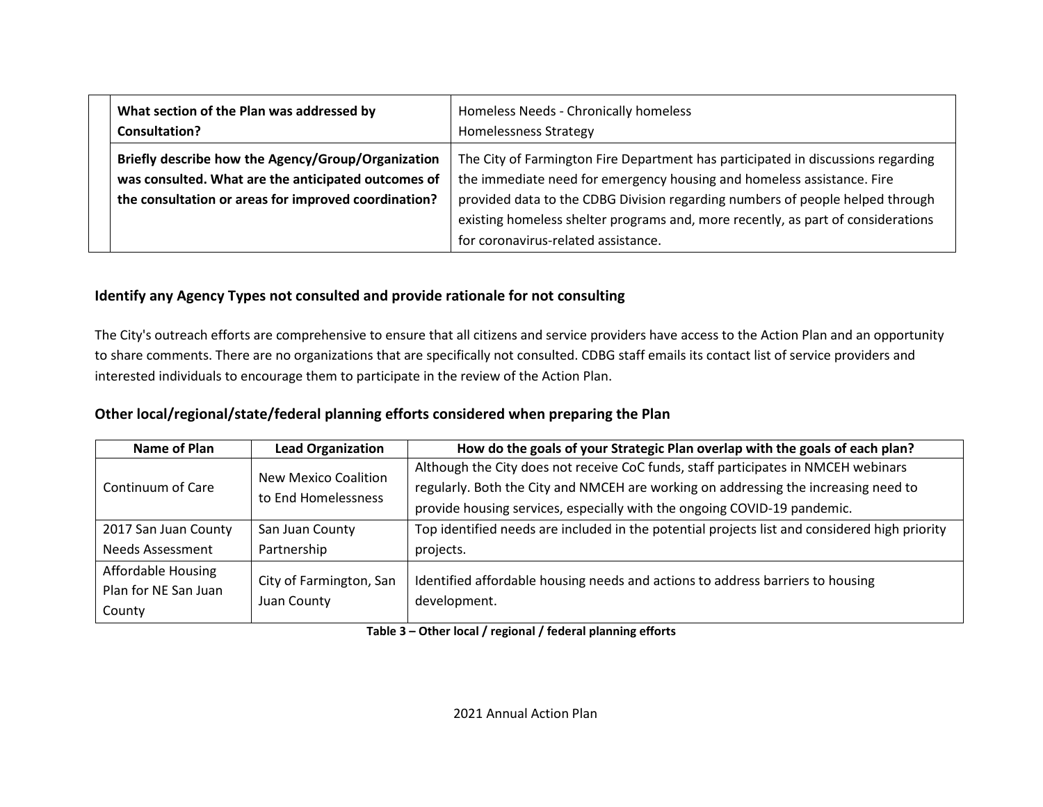| | |
|---|---|
| **What section of the Plan was addressed by Consultation?** | Homeless Needs - Chronically homeless<br>Homelessness Strategy |
| **Briefly describe how the Agency/Group/Organization was consulted. What are the anticipated outcomes of the consultation or areas for improved coordination?** | The City of Farmington Fire Department has participated in discussions regarding the immediate need for emergency housing and homeless assistance. Fire provided data to the CDBG Division regarding numbers of people helped through existing homeless shelter programs and, more recently, as part of considerations for coronavirus-related assistance. |

### Identify any Agency Types not consulted and provide rationale for not consulting

The City's outreach efforts are comprehensive to ensure that all citizens and service providers have access to the Action Plan and an opportunity to share comments. There are no organizations that are specifically not consulted. CDBG staff emails its contact list of service providers and interested individuals to encourage them to participate in the review of the Action Plan.

### Other local/regional/state/federal planning efforts considered when preparing the Plan

| Name of Plan | Lead Organization | How do the goals of your Strategic Plan overlap with the goals of each plan? |
|---|---|---|
| Continuum of Care | New Mexico Coalition to End Homelessness | Although the City does not receive CoC funds, staff participates in NMCEH webinars regularly. Both the City and NMCEH are working on addressing the increasing need to provide housing services, especially with the ongoing COVID-19 pandemic. |
| 2017 San Juan County Needs Assessment | San Juan County Partnership | Top identified needs are included in the potential projects list and considered high priority projects. |
| Affordable Housing Plan for NE San Juan County | City of Farmington, San Juan County | Identified affordable housing needs and actions to address barriers to housing development. |

**Table 3 – Other local / regional / federal planning efforts**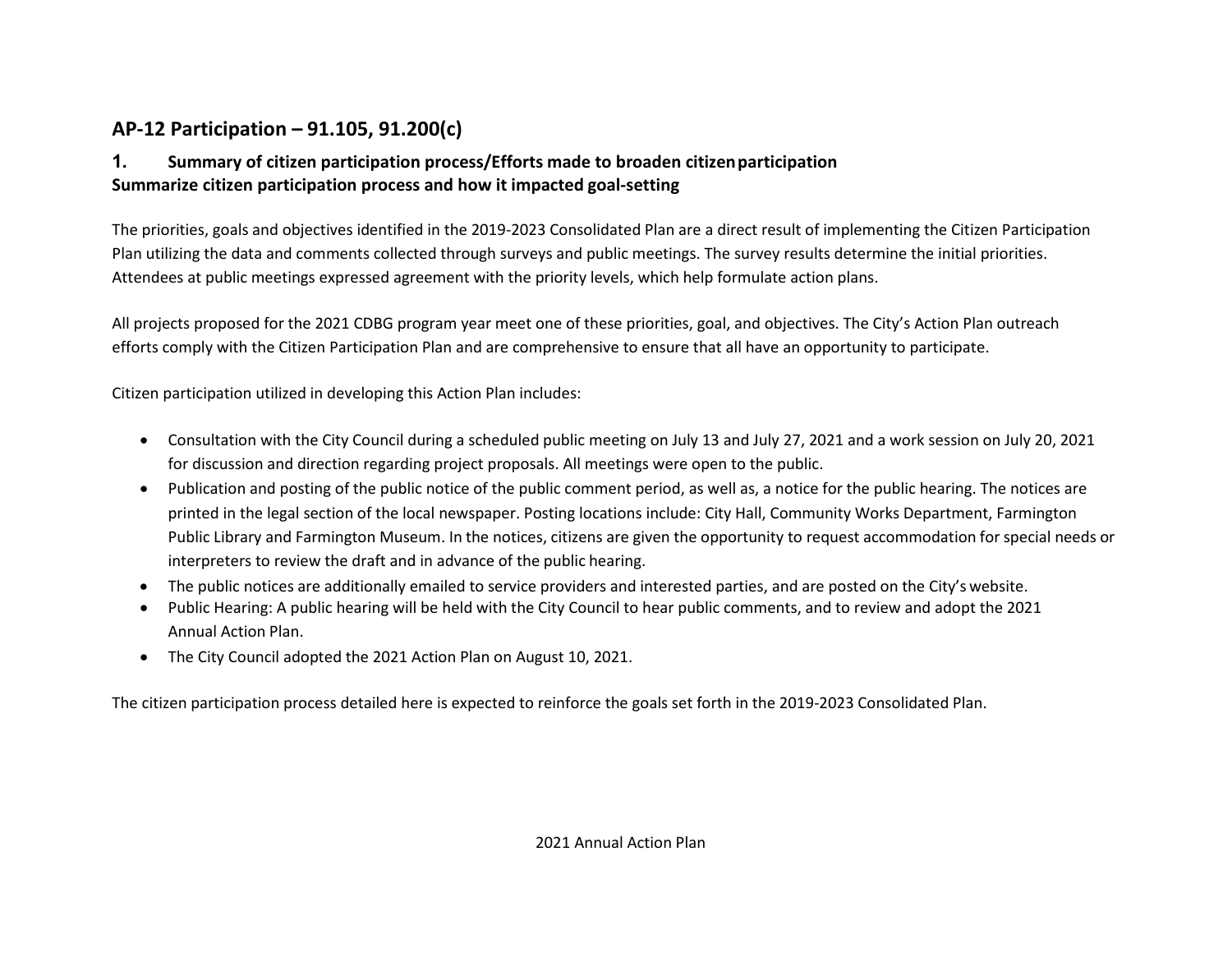## AP-12 Participation – 91.105, 91.200(c)

### 1. Summary of citizen participation process/Efforts made to broaden citizen participation
**Summarize citizen participation process and how it impacted goal-setting**

The priorities, goals and objectives identified in the 2019-2023 Consolidated Plan are a direct result of implementing the Citizen Participation Plan utilizing the data and comments collected through surveys and public meetings. The survey results determine the initial priorities. Attendees at public meetings expressed agreement with the priority levels, which help formulate action plans.

All projects proposed for the 2021 CDBG program year meet one of these priorities, goal, and objectives. The City's Action Plan outreach efforts comply with the Citizen Participation Plan and are comprehensive to ensure that all have an opportunity to participate.

Citizen participation utilized in developing this Action Plan includes:

- Consultation with the City Council during a scheduled public meeting on July 13 and July 27, 2021 and a work session on July 20, 2021 for discussion and direction regarding project proposals. All meetings were open to the public.
- Publication and posting of the public notice of the public comment period, as well as, a notice for the public hearing. The notices are printed in the legal section of the local newspaper. Posting locations include: City Hall, Community Works Department, Farmington Public Library and Farmington Museum. In the notices, citizens are given the opportunity to request accommodation for special needs or interpreters to review the draft and in advance of the public hearing.
- The public notices are additionally emailed to service providers and interested parties, and are posted on the City's website.
- Public Hearing: A public hearing will be held with the City Council to hear public comments, and to review and adopt the 2021 Annual Action Plan.
- The City Council adopted the 2021 Action Plan on August 10, 2021.

The citizen participation process detailed here is expected to reinforce the goals set forth in the 2019-2023 Consolidated Plan.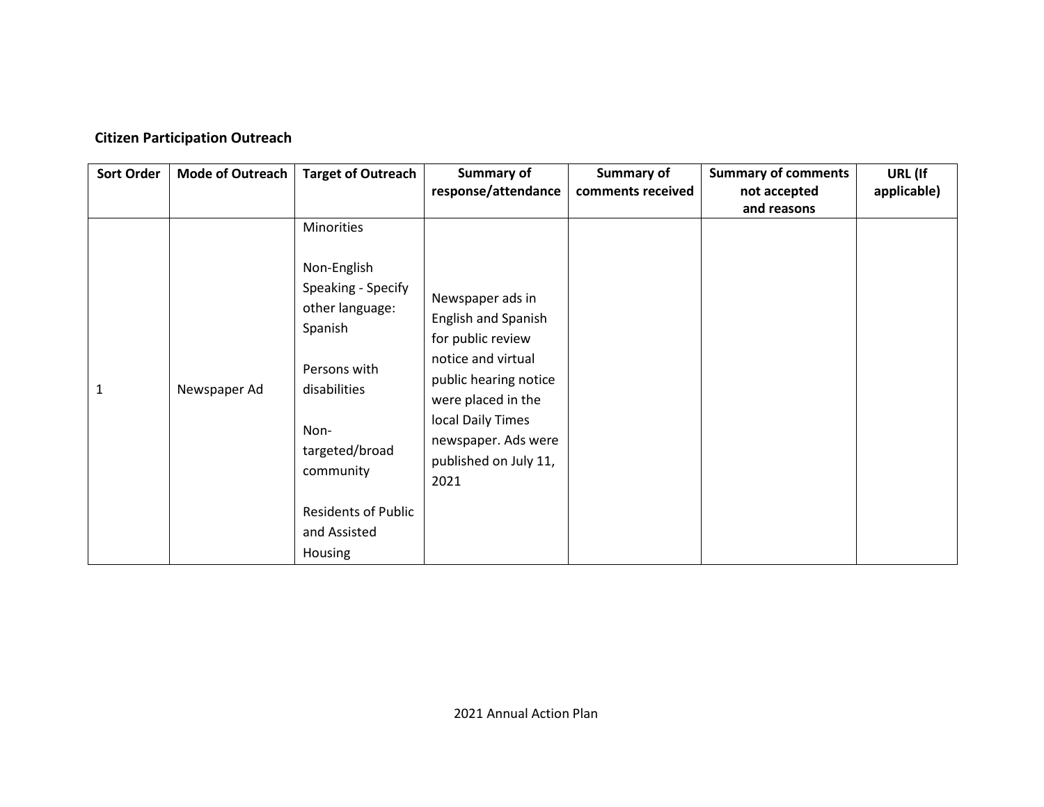**Citizen Participation Outreach**

| Sort Order | Mode of Outreach | Target of Outreach | Summary of response/attendance | Summary of comments received | Summary of comments not accepted and reasons | URL (If applicable) |
|---|---|---|---|---|---|---|
| 1 | Newspaper Ad | Minorities<br><br>Non-English Speaking - Specify other language: Spanish<br><br>Persons with disabilities<br><br>Non-targeted/broad community<br><br>Residents of Public and Assisted Housing | Newspaper ads in English and Spanish for public review notice and virtual public hearing notice were placed in the local Daily Times newspaper. Ads were published on July 11, 2021 | | | |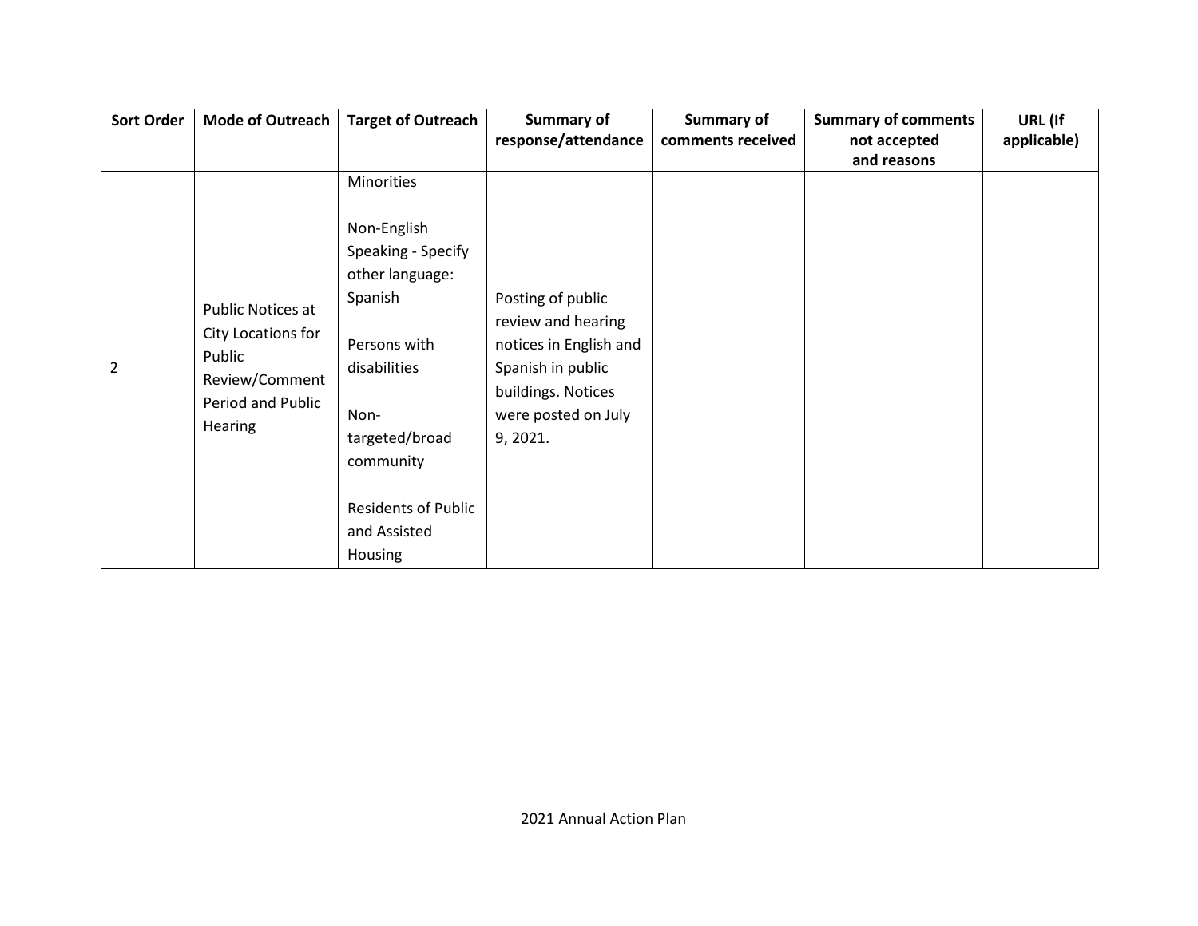| Sort Order | Mode of Outreach | Target of Outreach | Summary of response/attendance | Summary of comments received | Summary of comments not accepted and reasons | URL (If applicable) |
|---|---|---|---|---|---|---|
| 2 | Public Notices at City Locations for Public Review/Comment Period and Public Hearing | Minorities<br><br>Non-English Speaking - Specify other language: Spanish<br><br>Persons with disabilities<br><br>Non-targeted/broad community<br><br>Residents of Public and Assisted Housing | Posting of public review and hearing notices in English and Spanish in public buildings. Notices were posted on July 9, 2021. | | | |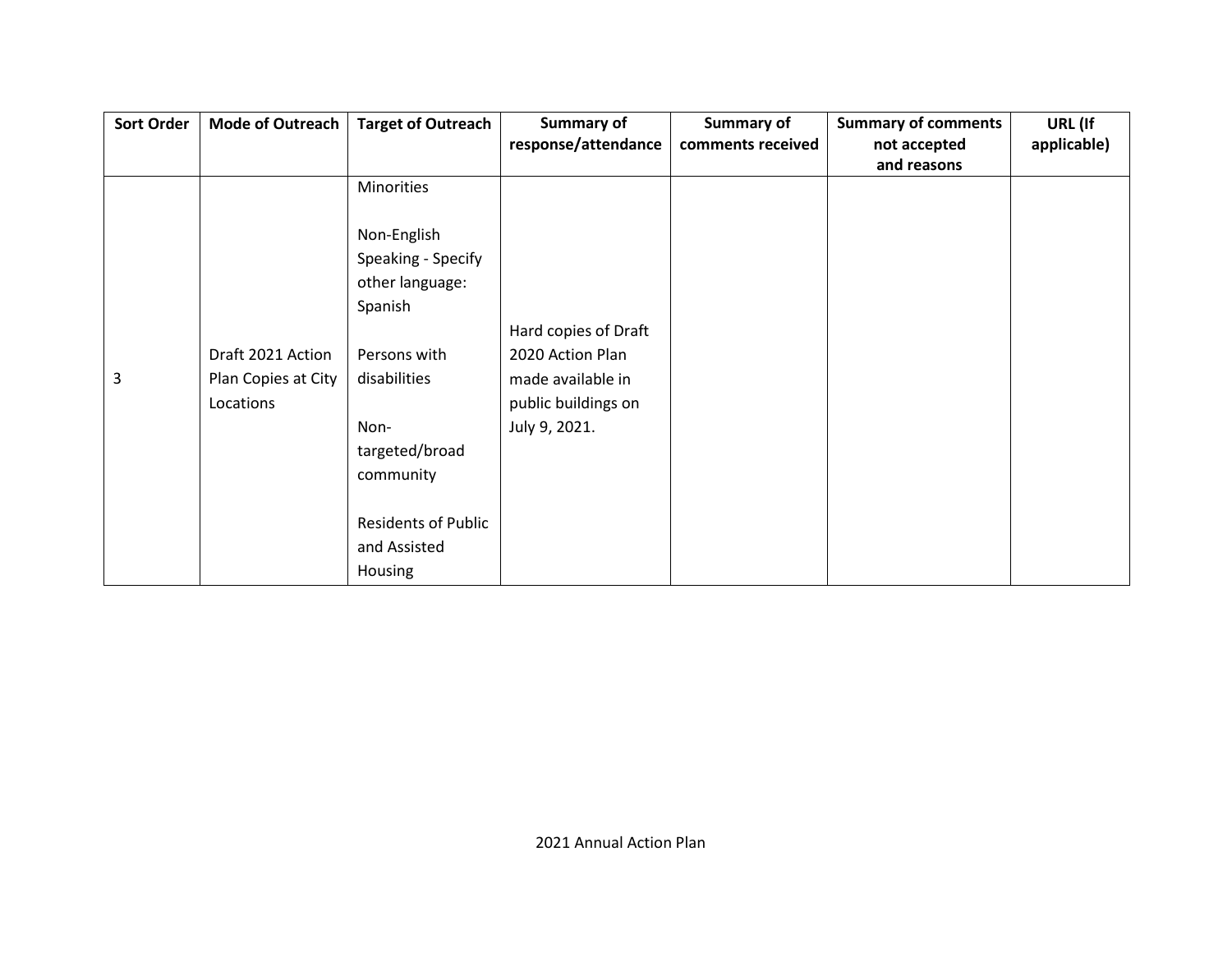| Sort Order | Mode of Outreach | Target of Outreach | Summary of response/attendance | Summary of comments received | Summary of comments not accepted and reasons | URL (If applicable) |
|---|---|---|---|---|---|---|
| 3 | Draft 2021 Action Plan Copies at City Locations | Minorities<br><br>Non-English Speaking - Specify other language: Spanish<br><br>Persons with disabilities<br><br>Non-targeted/broad community<br><br>Residents of Public and Assisted Housing | Hard copies of Draft 2020 Action Plan made available in public buildings on July 9, 2021. | | | |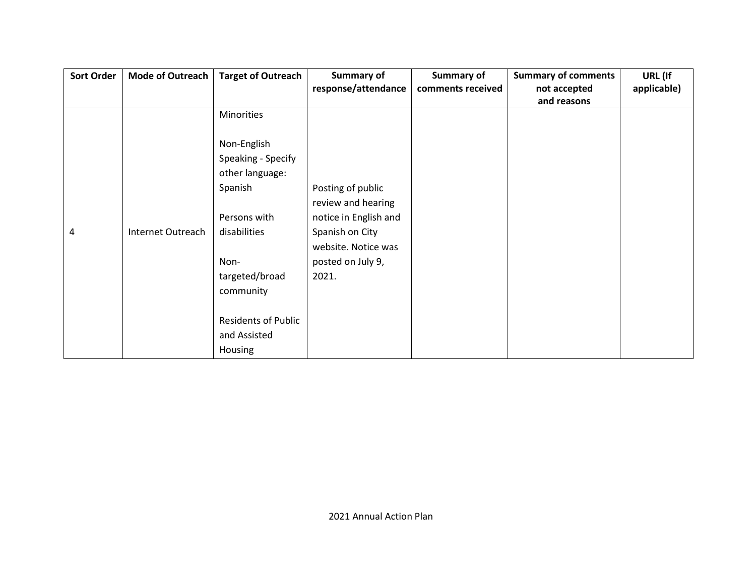| Sort Order | Mode of Outreach | Target of Outreach | Summary of response/attendance | Summary of comments received | Summary of comments not accepted and reasons | URL (If applicable) |
|---|---|---|---|---|---|---|
| 4 | Internet Outreach | Minorities<br><br>Non-English Speaking - Specify other language: Spanish<br><br>Persons with disabilities<br><br>Non-targeted/broad community<br><br>Residents of Public and Assisted Housing | Posting of public review and hearing notice in English and Spanish on City website. Notice was posted on July 9, 2021. | | | |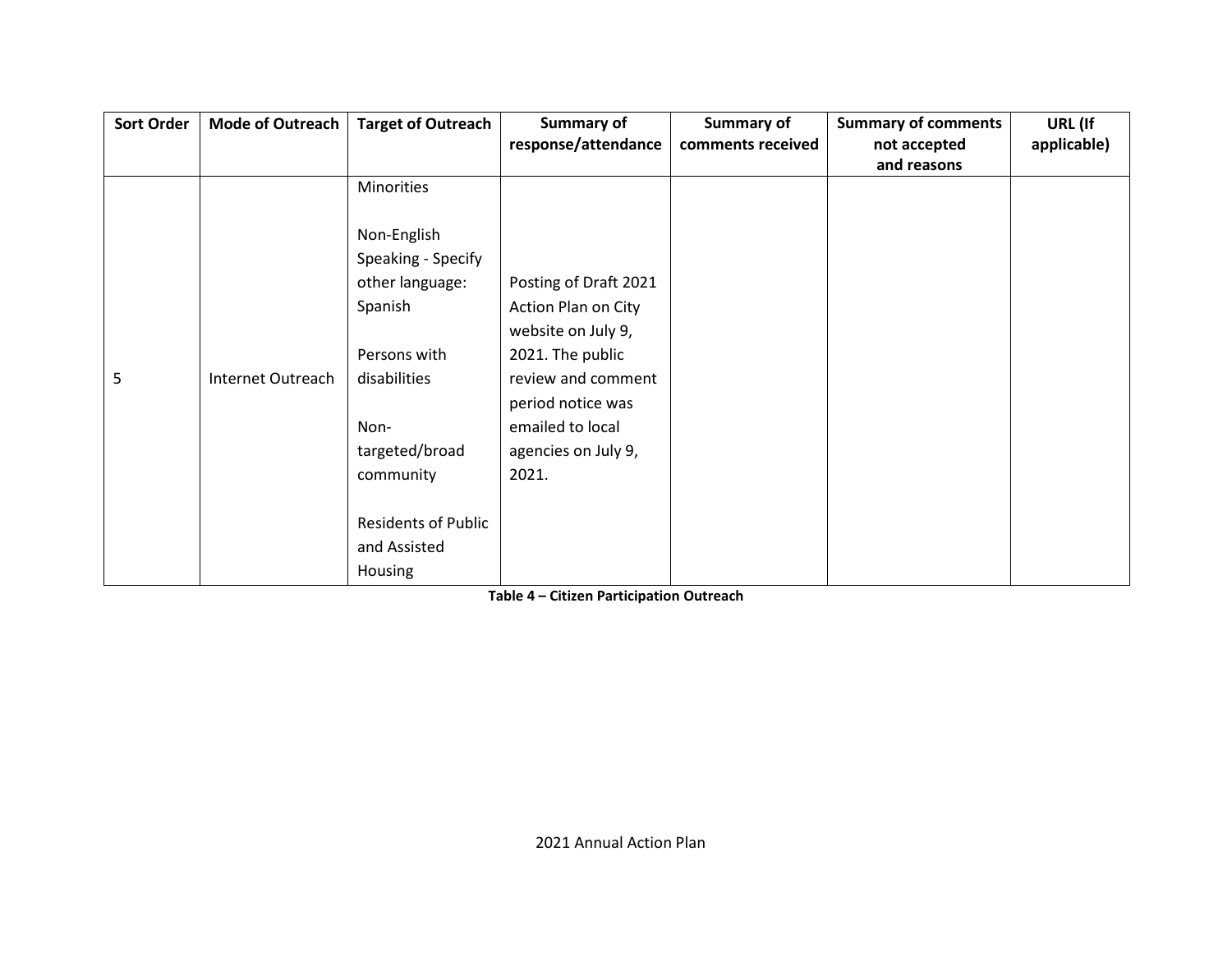| Sort Order | Mode of Outreach | Target of Outreach | Summary of response/attendance | Summary of comments received | Summary of comments not accepted and reasons | URL (If applicable) |
|---|---|---|---|---|---|---|
| 5 | Internet Outreach | Minorities<br><br>Non-English Speaking - Specify other language: Spanish<br><br>Persons with disabilities<br><br>Non-targeted/broad community<br><br>Residents of Public and Assisted Housing | Posting of Draft 2021 Action Plan on City website on July 9, 2021. The public review and comment period notice was emailed to local agencies on July 9, 2021. | | | |

**Table 4 – Citizen Participation Outreach**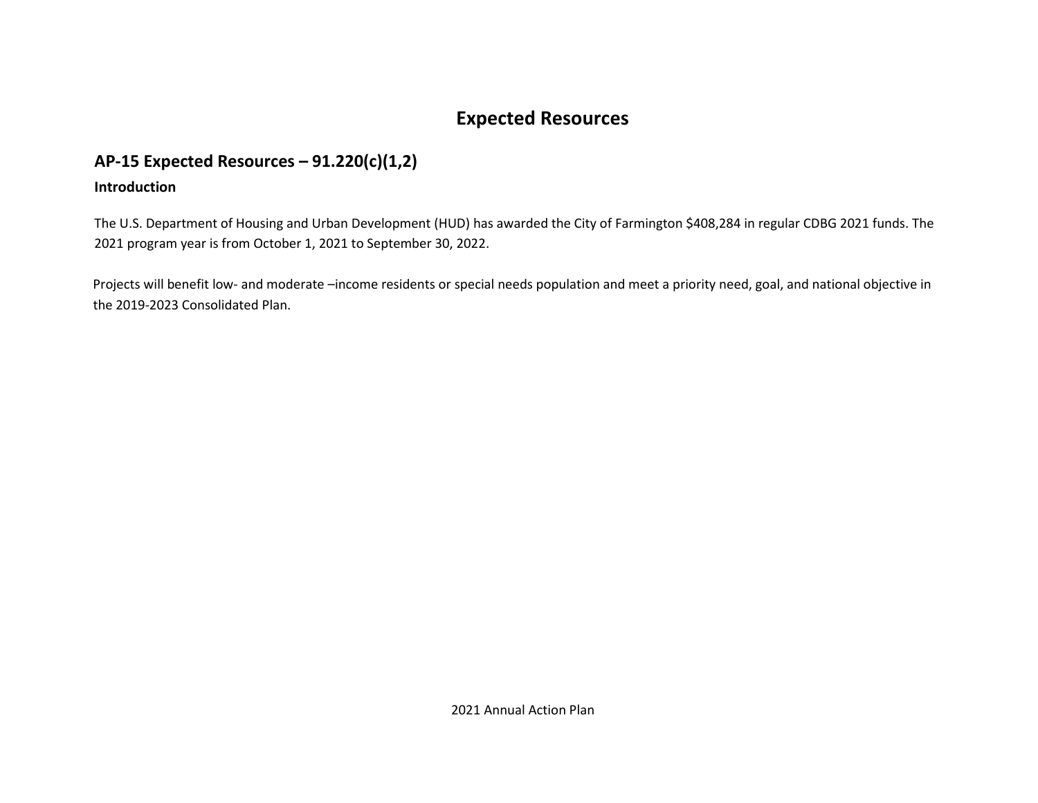# Expected Resources

## AP-15 Expected Resources – 91.220(c)(1,2)

### Introduction

The U.S. Department of Housing and Urban Development (HUD) has awarded the City of Farmington $408,284 in regular CDBG 2021 funds. The 2021 program year is from October 1, 2021 to September 30, 2022.

Projects will benefit low- and moderate –income residents or special needs population and meet a priority need, goal, and national objective in the 2019-2023 Consolidated Plan.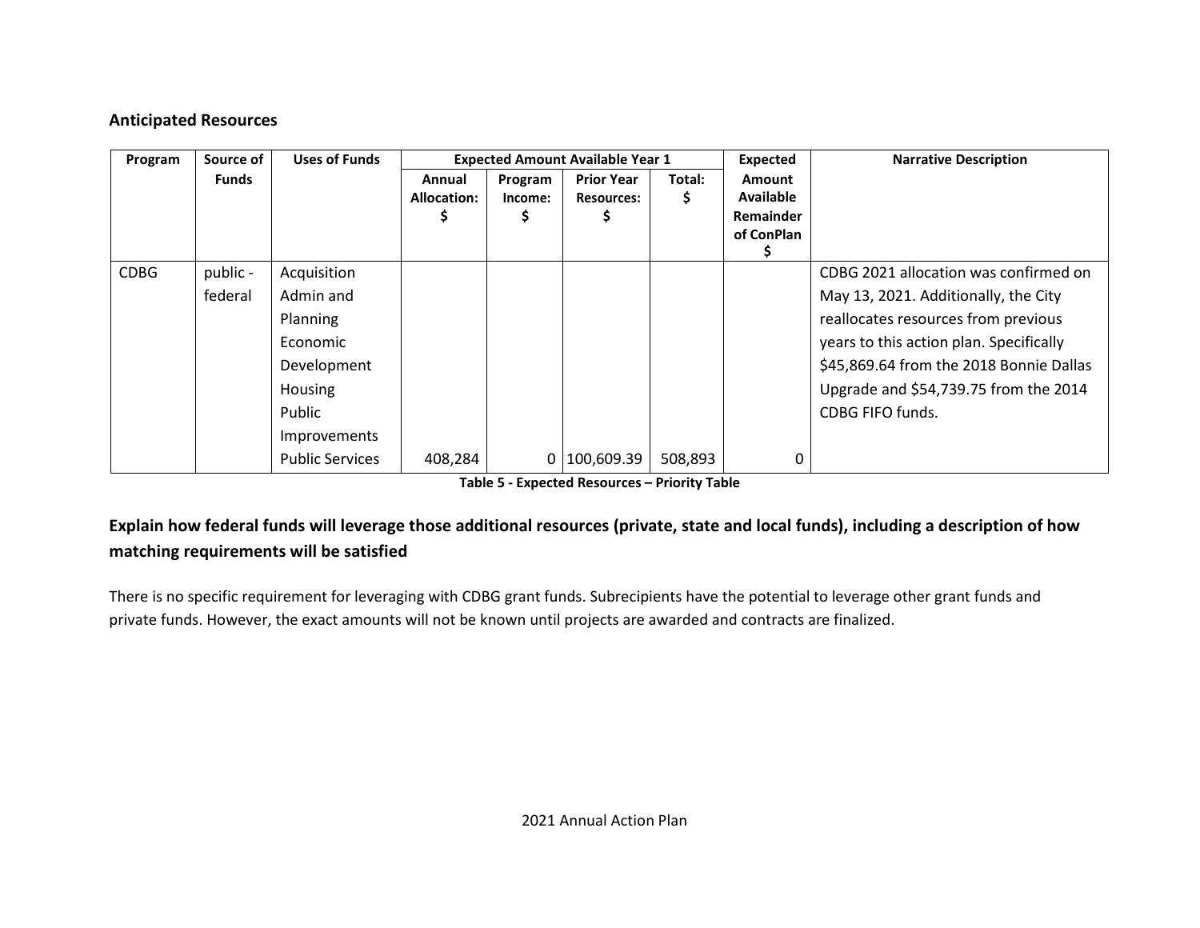## Anticipated Resources

| Program | Source of Funds | Uses of Funds | Expected Amount Available Year 1 | | | | Expected Amount Available Remainder of ConPlan $ | Narrative Description |
|---|---|---|---|---|---|---|---|---|
| | | | Annual Allocation: $ | Program Income: $ | Prior Year Resources: $ | Total: $ | | |
| CDBG | public - federal | Acquisition Admin and Planning Economic Development Housing Public Improvements Public Services | 408,284 | 0 | 100,609.39 | 508,893 | 0 | CDBG 2021 allocation was confirmed on May 13, 2021. Additionally, the City reallocates resources from previous years to this action plan. Specifically $45,869.64 from the 2018 Bonnie Dallas Upgrade and $54,739.75 from the 2014 CDBG FIFO funds. |

**Table 5 - Expected Resources – Priority Table**

### Explain how federal funds will leverage those additional resources (private, state and local funds), including a description of how matching requirements will be satisfied

There is no specific requirement for leveraging with CDBG grant funds. Subrecipients have the potential to leverage other grant funds and private funds. However, the exact amounts will not be known until projects are awarded and contracts are finalized.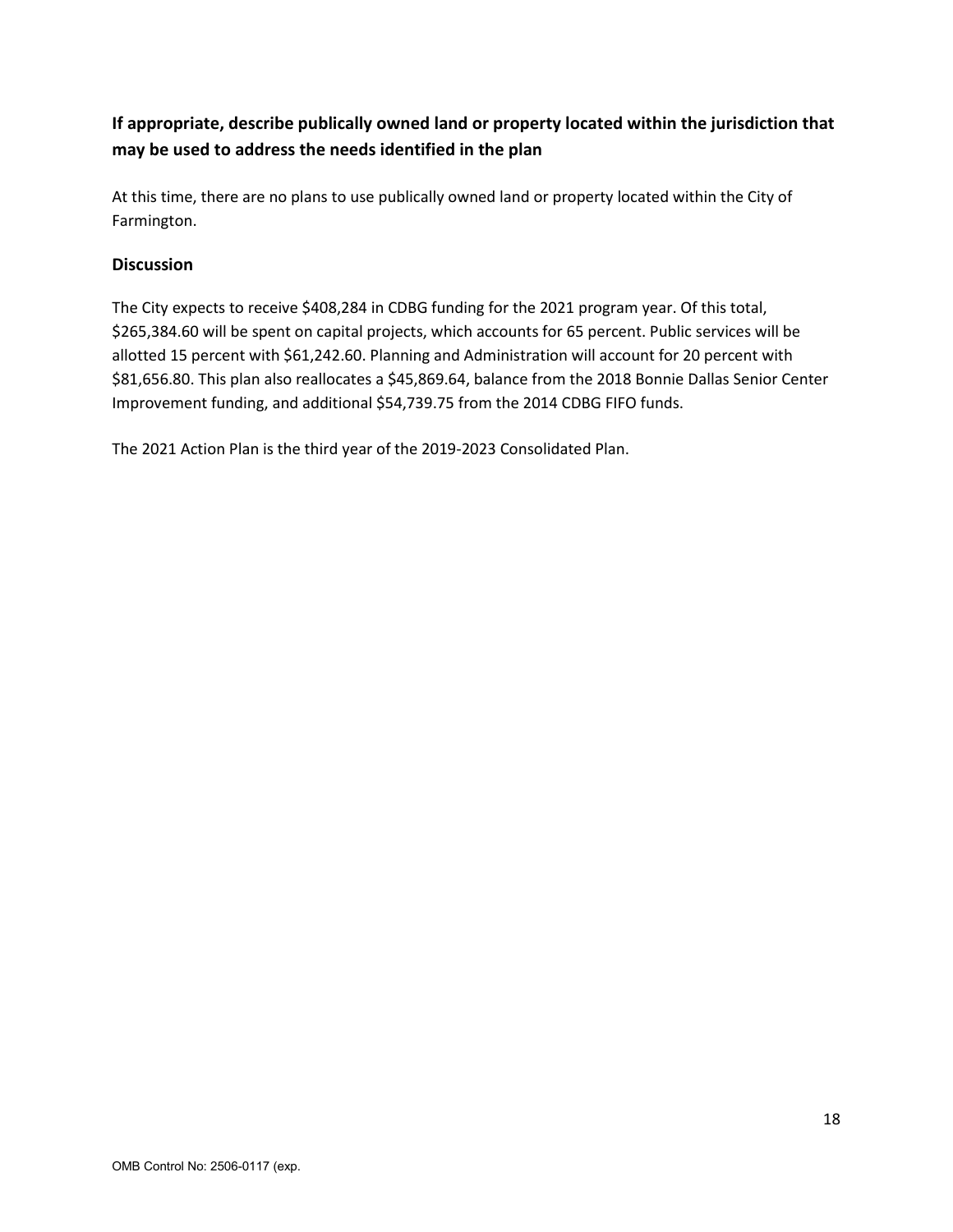**If appropriate, describe publically owned land or property located within the jurisdiction that may be used to address the needs identified in the plan**

At this time, there are no plans to use publically owned land or property located within the City of Farmington.

### Discussion

The City expects to receive $408,284 in CDBG funding for the 2021 program year. Of this total, $265,384.60 will be spent on capital projects, which accounts for 65 percent. Public services will be allotted 15 percent with $61,242.60. Planning and Administration will account for 20 percent with $81,656.80. This plan also reallocates a $45,869.64, balance from the 2018 Bonnie Dallas Senior Center Improvement funding, and additional $54,739.75 from the 2014 CDBG FIFO funds.

The 2021 Action Plan is the third year of the 2019-2023 Consolidated Plan.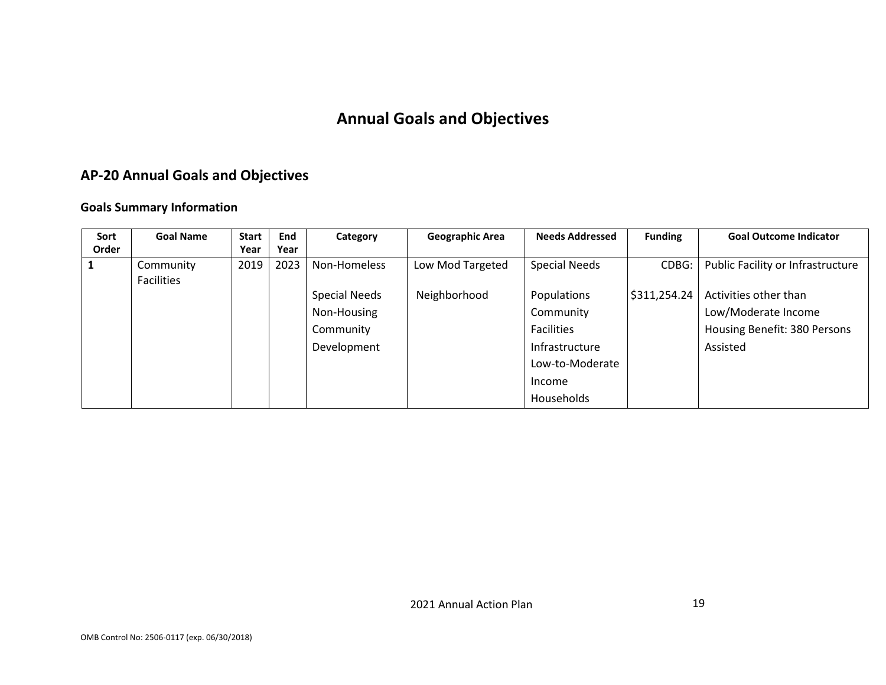# Annual Goals and Objectives

## AP-20 Annual Goals and Objectives

### Goals Summary Information

| Sort Order | Goal Name | Start Year | End Year | Category | Geographic Area | Needs Addressed | Funding | Goal Outcome Indicator |
|---|---|---|---|---|---|---|---|---|
| 1 | Community Facilities | 2019 | 2023 | Non-Homeless Special Needs Non-Housing Community Development | Low Mod Targeted Neighborhood | Special Needs Populations Community Facilities Infrastructure Low-to-Moderate Income Households | CDBG: $311,254.24 | Public Facility or Infrastructure Activities other than Low/Moderate Income Housing Benefit: 380 Persons Assisted |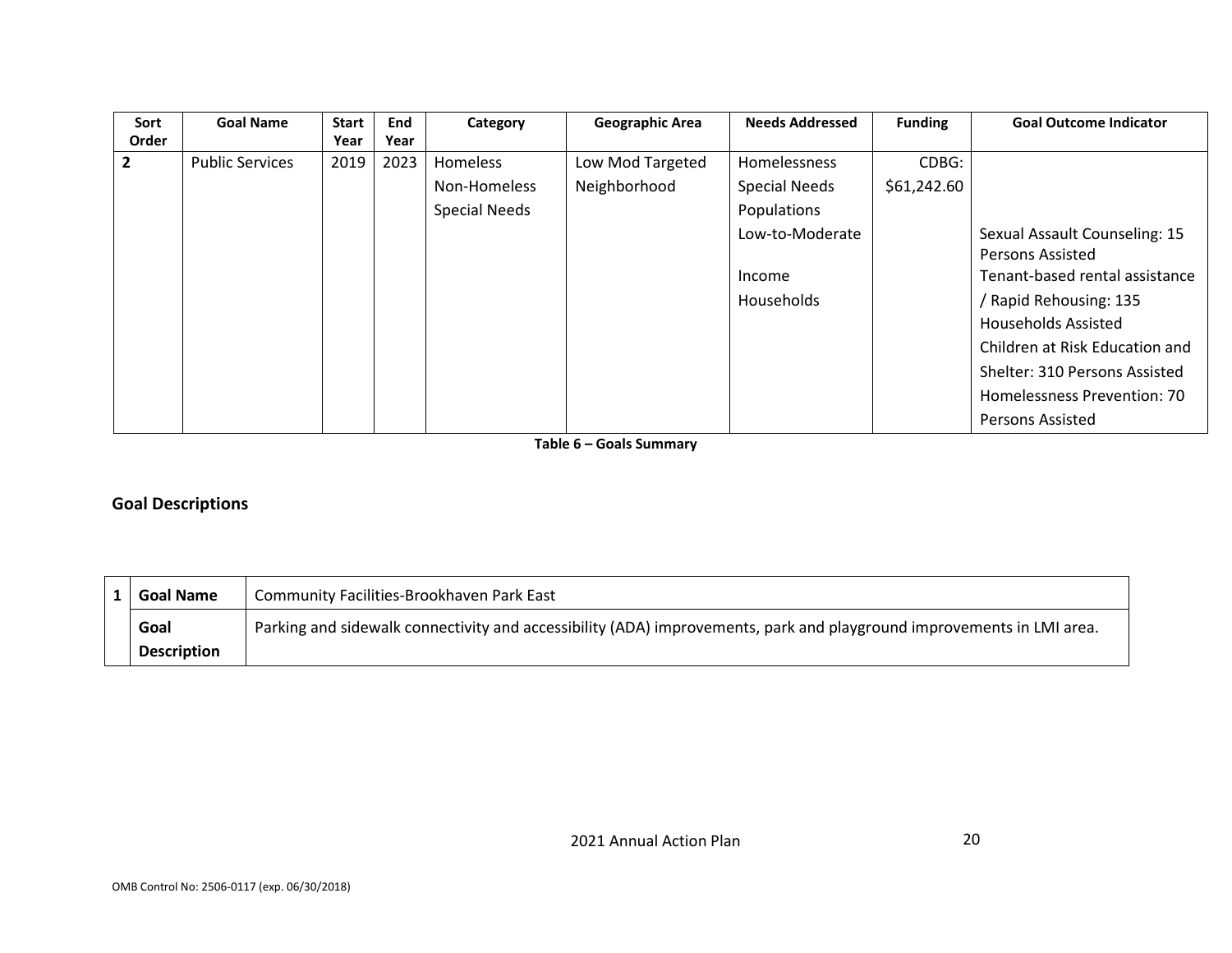| Sort Order | Goal Name | Start Year | End Year | Category | Geographic Area | Needs Addressed | Funding | Goal Outcome Indicator |
|---|---|---|---|---|---|---|---|---|
| 2 | Public Services | 2019 | 2023 | Homeless<br>Non-Homeless<br>Special Needs | Low Mod Targeted Neighborhood | Homelessness<br>Special Needs Populations<br>Low-to-Moderate<br><br>Income Households | CDBG: $61,242.60 | Sexual Assault Counseling: 15 Persons Assisted<br>Tenant-based rental assistance / Rapid Rehousing: 135 Households Assisted<br>Children at Risk Education and Shelter: 310 Persons Assisted<br>Homelessness Prevention: 70 Persons Assisted |

**Table 6 – Goals Summary**

## Goal Descriptions

| 1 | **Goal Name** | Community Facilities-Brookhaven Park East |
|---|---|---|
| | **Goal Description** | Parking and sidewalk connectivity and accessibility (ADA) improvements, park and playground improvements in LMI area. |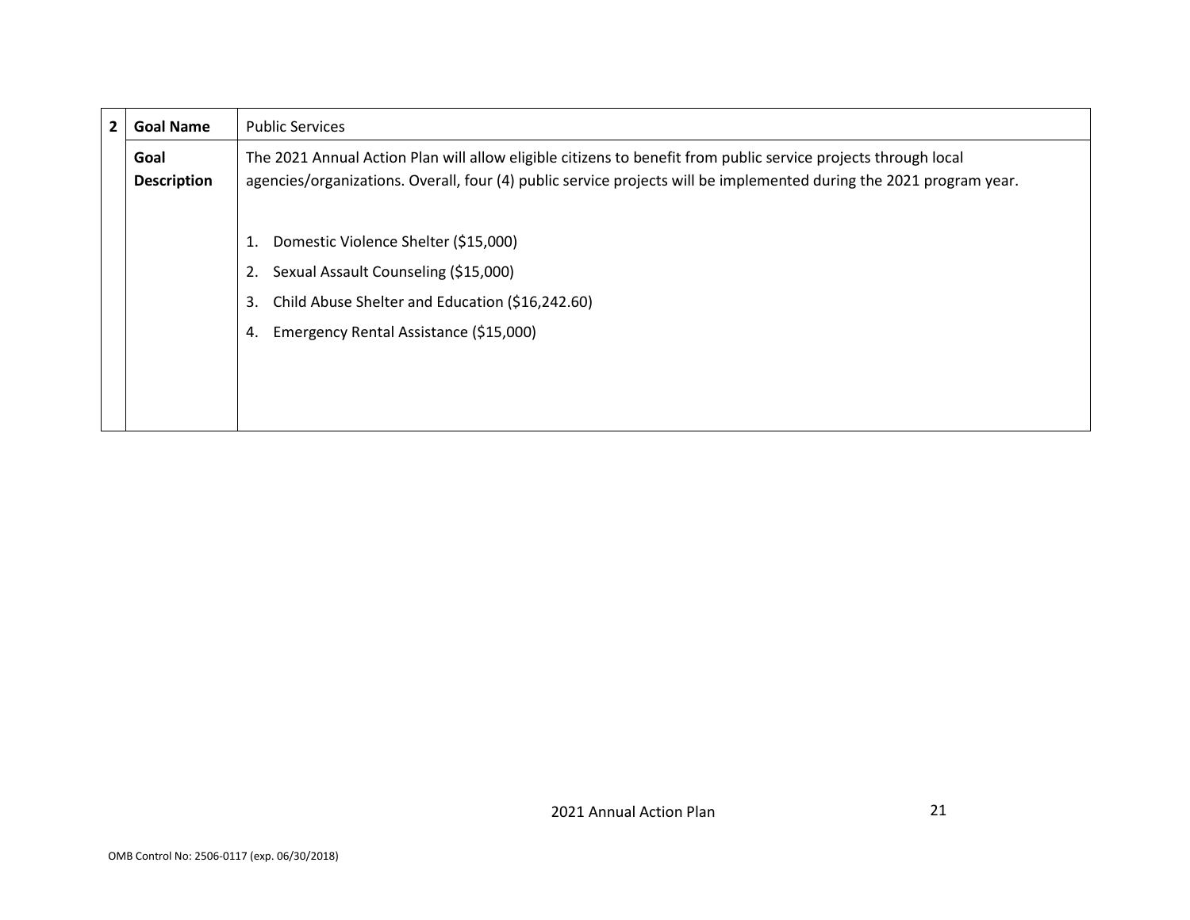| 2 | Goal Name | Public Services |
|---|---|---|
| | **Goal Description** | The 2021 Annual Action Plan will allow eligible citizens to benefit from public service projects through local agencies/organizations. Overall, four (4) public service projects will be implemented during the 2021 program year.<br><br>1. Domestic Violence Shelter ($15,000)<br>2. Sexual Assault Counseling ($15,000)<br>3. Child Abuse Shelter and Education ($16,242.60)<br>4. Emergency Rental Assistance ($15,000) |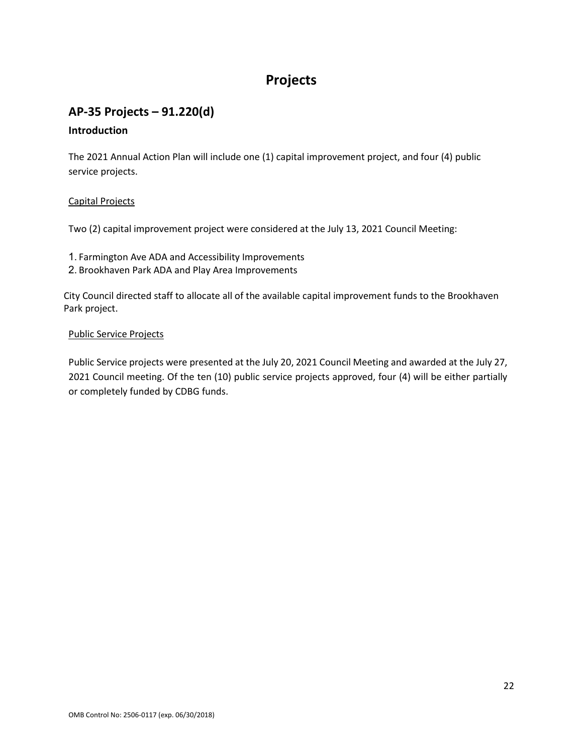# Projects

## AP-35 Projects – 91.220(d)

### Introduction

The 2021 Annual Action Plan will include one (1) capital improvement project, and four (4) public service projects.

Capital Projects

Two (2) capital improvement project were considered at the July 13, 2021 Council Meeting:

1. Farmington Ave ADA and Accessibility Improvements
2. Brookhaven Park ADA and Play Area Improvements

City Council directed staff to allocate all of the available capital improvement funds to the Brookhaven Park project.

Public Service Projects

Public Service projects were presented at the July 20, 2021 Council Meeting and awarded at the July 27, 2021 Council meeting. Of the ten (10) public service projects approved, four (4) will be either partially or completely funded by CDBG funds.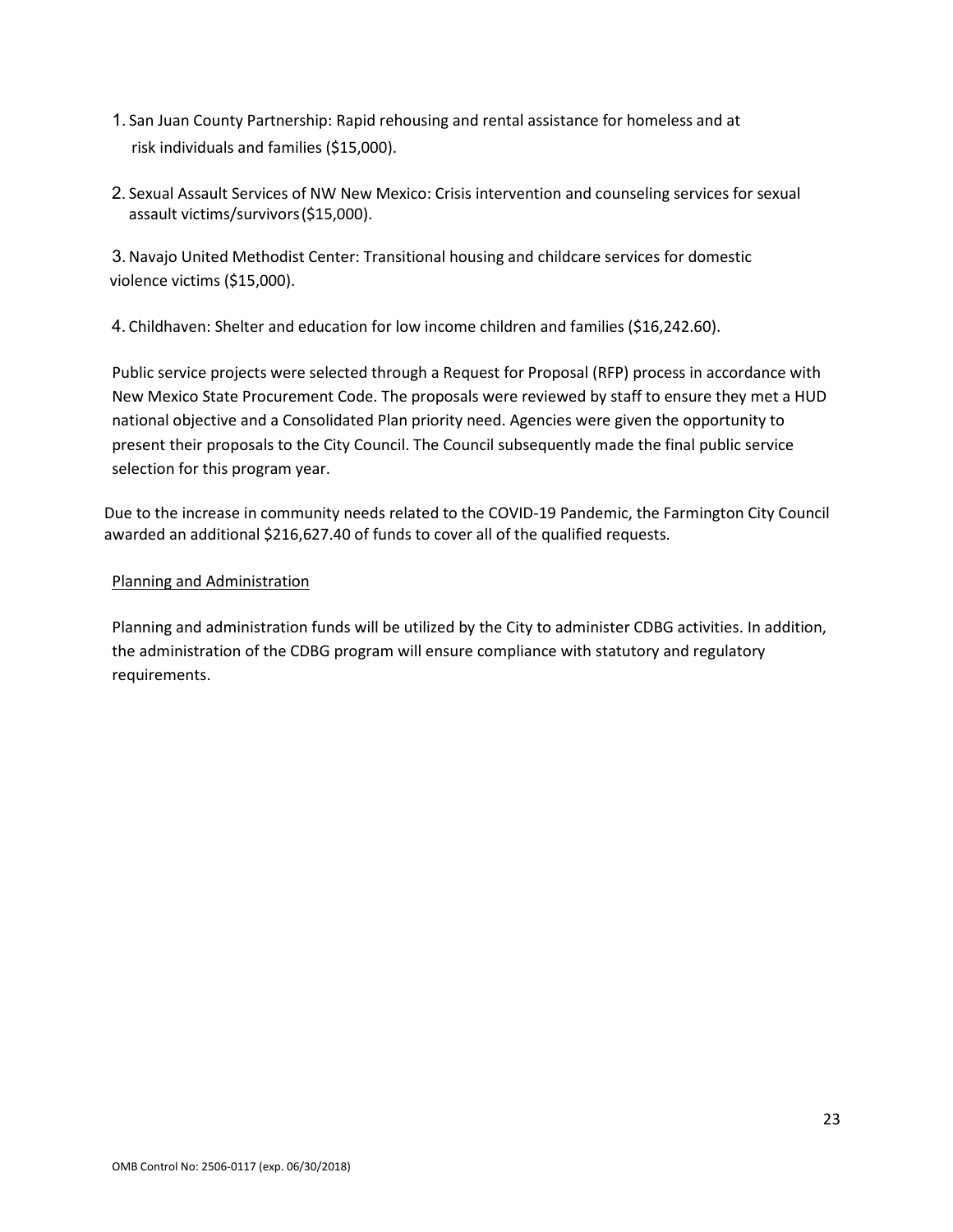1. San Juan County Partnership: Rapid rehousing and rental assistance for homeless and at risk individuals and families ($15,000).

2. Sexual Assault Services of NW New Mexico: Crisis intervention and counseling services for sexual assault victims/survivors($15,000).

3. Navajo United Methodist Center: Transitional housing and childcare services for domestic violence victims ($15,000).

4. Childhaven: Shelter and education for low income children and families ($16,242.60).

Public service projects were selected through a Request for Proposal (RFP) process in accordance with New Mexico State Procurement Code. The proposals were reviewed by staff to ensure they met a HUD national objective and a Consolidated Plan priority need. Agencies were given the opportunity to present their proposals to the City Council. The Council subsequently made the final public service selection for this program year.

Due to the increase in community needs related to the COVID-19 Pandemic, the Farmington City Council awarded an additional $216,627.40 of funds to cover all of the qualified requests.

<u>Planning and Administration</u>

Planning and administration funds will be utilized by the City to administer CDBG activities. In addition, the administration of the CDBG program will ensure compliance with statutory and regulatory requirements.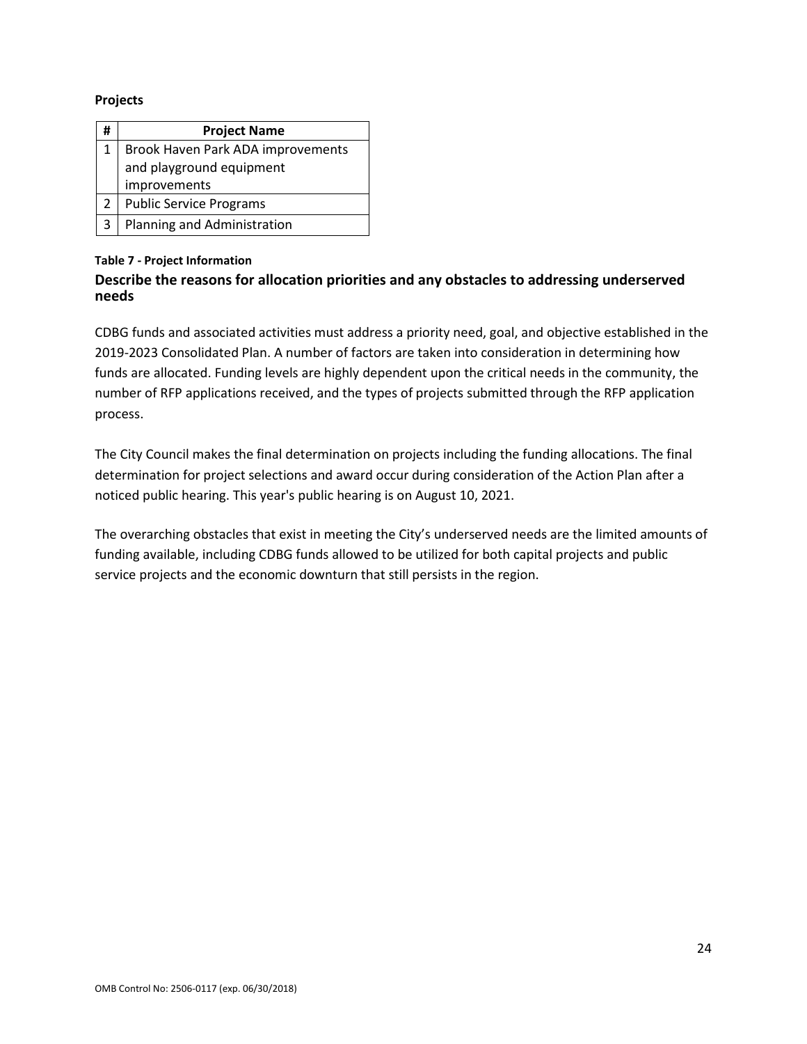**Projects**

| # | Project Name |
|---|---|
| 1 | Brook Haven Park ADA improvements and playground equipment improvements |
| 2 | Public Service Programs |
| 3 | Planning and Administration |

**Table 7 - Project Information**

### Describe the reasons for allocation priorities and any obstacles to addressing underserved needs

CDBG funds and associated activities must address a priority need, goal, and objective established in the 2019-2023 Consolidated Plan. A number of factors are taken into consideration in determining how funds are allocated. Funding levels are highly dependent upon the critical needs in the community, the number of RFP applications received, and the types of projects submitted through the RFP application process.

The City Council makes the final determination on projects including the funding allocations. The final determination for project selections and award occur during consideration of the Action Plan after a noticed public hearing. This year's public hearing is on August 10, 2021.

The overarching obstacles that exist in meeting the City's underserved needs are the limited amounts of funding available, including CDBG funds allowed to be utilized for both capital projects and public service projects and the economic downturn that still persists in the region.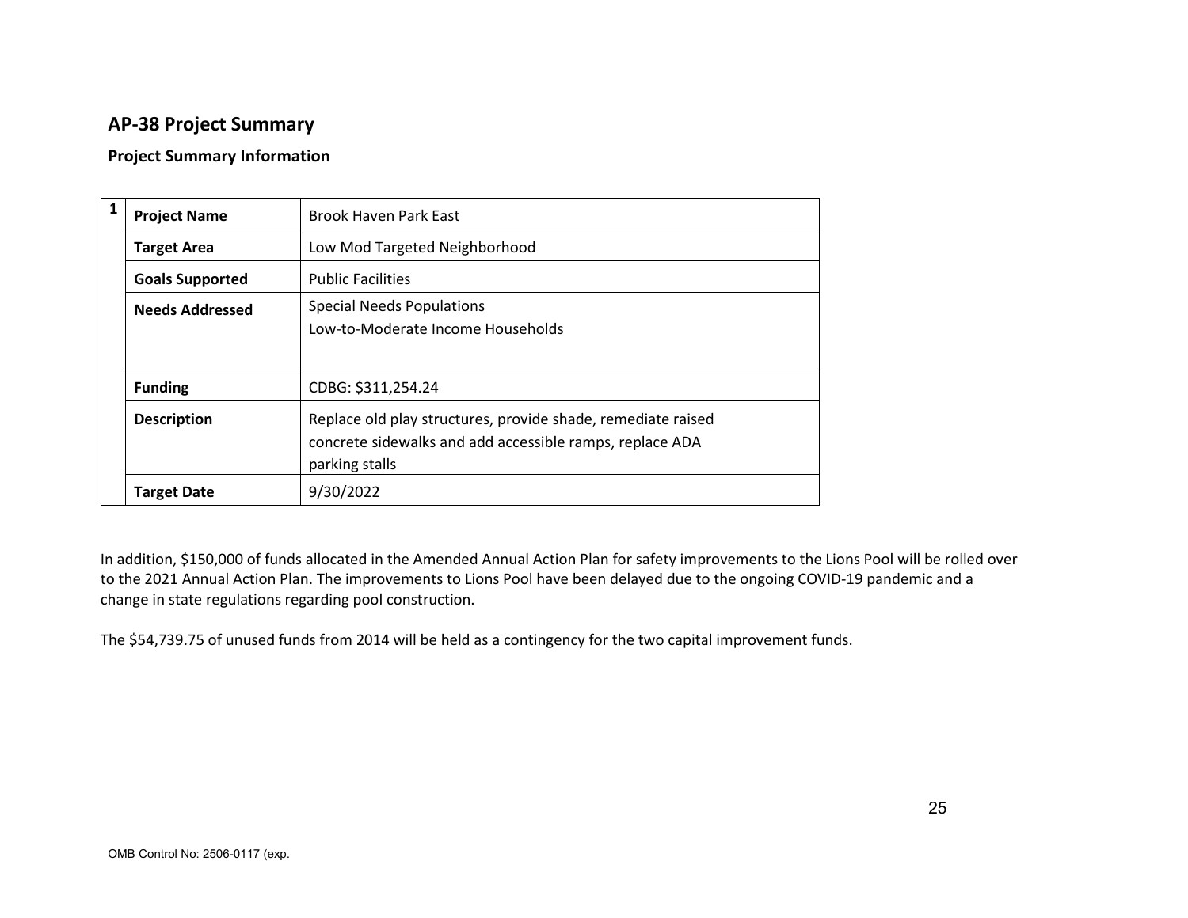## AP-38 Project Summary

### Project Summary Information

| 1 | Project Name | Brook Haven Park East |
|---|---|---|
| | Target Area | Low Mod Targeted Neighborhood |
| | Goals Supported | Public Facilities |
| | Needs Addressed | Special Needs Populations<br>Low-to-Moderate Income Households |
| | Funding | CDBG: $311,254.24 |
| | Description | Replace old play structures, provide shade, remediate raised concrete sidewalks and add accessible ramps, replace ADA parking stalls |
| | Target Date | 9/30/2022 |

In addition, $150,000 of funds allocated in the Amended Annual Action Plan for safety improvements to the Lions Pool will be rolled over to the 2021 Annual Action Plan. The improvements to Lions Pool have been delayed due to the ongoing COVID-19 pandemic and a change in state regulations regarding pool construction.

The $54,739.75 of unused funds from 2014 will be held as a contingency for the two capital improvement funds.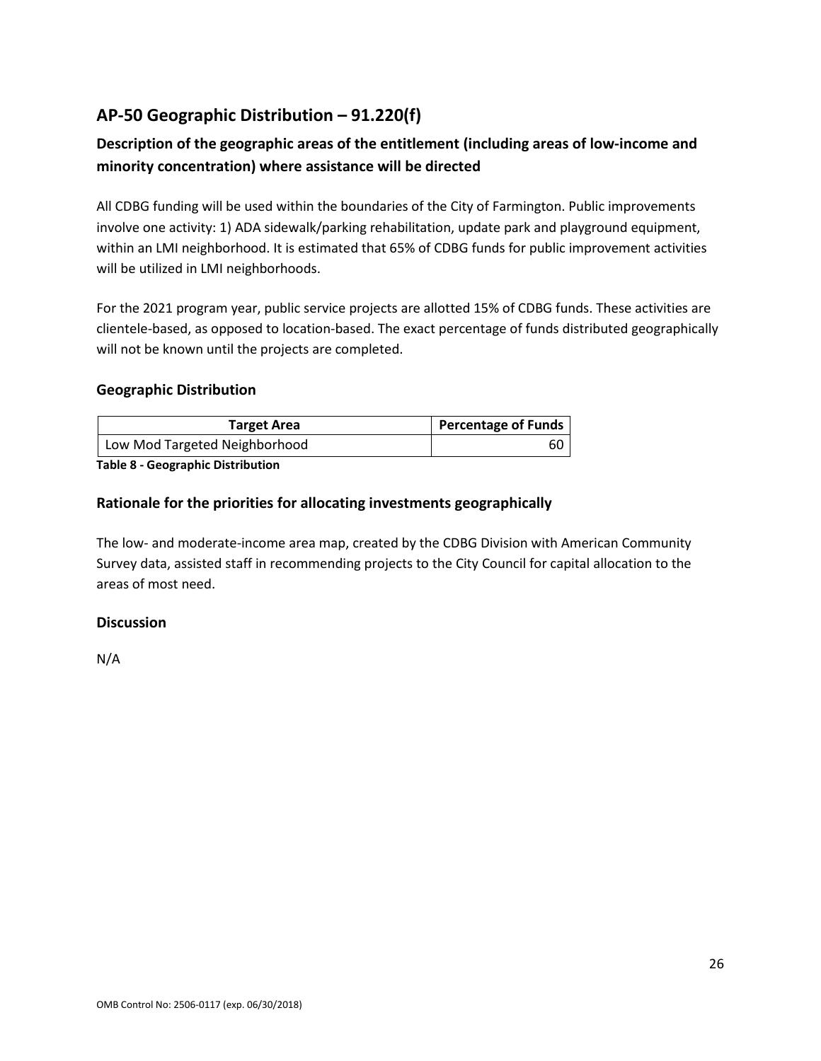# AP-50 Geographic Distribution – 91.220(f)

## Description of the geographic areas of the entitlement (including areas of low-income and minority concentration) where assistance will be directed

All CDBG funding will be used within the boundaries of the City of Farmington. Public improvements involve one activity: 1) ADA sidewalk/parking rehabilitation, update park and playground equipment, within an LMI neighborhood. It is estimated that 65% of CDBG funds for public improvement activities will be utilized in LMI neighborhoods.

For the 2021 program year, public service projects are allotted 15% of CDBG funds. These activities are clientele-based, as opposed to location-based. The exact percentage of funds distributed geographically will not be known until the projects are completed.

### Geographic Distribution

| Target Area | Percentage of Funds |
| --- | --- |
| Low Mod Targeted Neighborhood | 60 |

**Table 8 - Geographic Distribution**

### Rationale for the priorities for allocating investments geographically

The low- and moderate-income area map, created by the CDBG Division with American Community Survey data, assisted staff in recommending projects to the City Council for capital allocation to the areas of most need.

### Discussion

N/A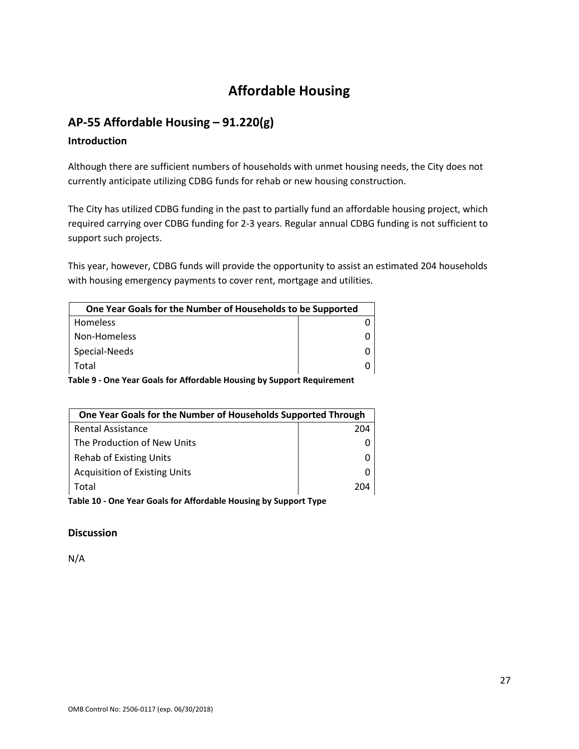# Affordable Housing

## AP-55 Affordable Housing – 91.220(g)

### Introduction

Although there are sufficient numbers of households with unmet housing needs, the City does not currently anticipate utilizing CDBG funds for rehab or new housing construction.

The City has utilized CDBG funding in the past to partially fund an affordable housing project, which required carrying over CDBG funding for 2-3 years. Regular annual CDBG funding is not sufficient to support such projects.

This year, however, CDBG funds will provide the opportunity to assist an estimated 204 households with housing emergency payments to cover rent, mortgage and utilities.

| One Year Goals for the Number of Households to be Supported | |
|---|---|
| Homeless | 0 |
| Non-Homeless | 0 |
| Special-Needs | 0 |
| Total | 0 |

**Table 9 - One Year Goals for Affordable Housing by Support Requirement**

| One Year Goals for the Number of Households Supported Through | |
|---|---|
| Rental Assistance | 204 |
| The Production of New Units | 0 |
| Rehab of Existing Units | 0 |
| Acquisition of Existing Units | 0 |
| Total | 204 |

**Table 10 - One Year Goals for Affordable Housing by Support Type**

### Discussion

N/A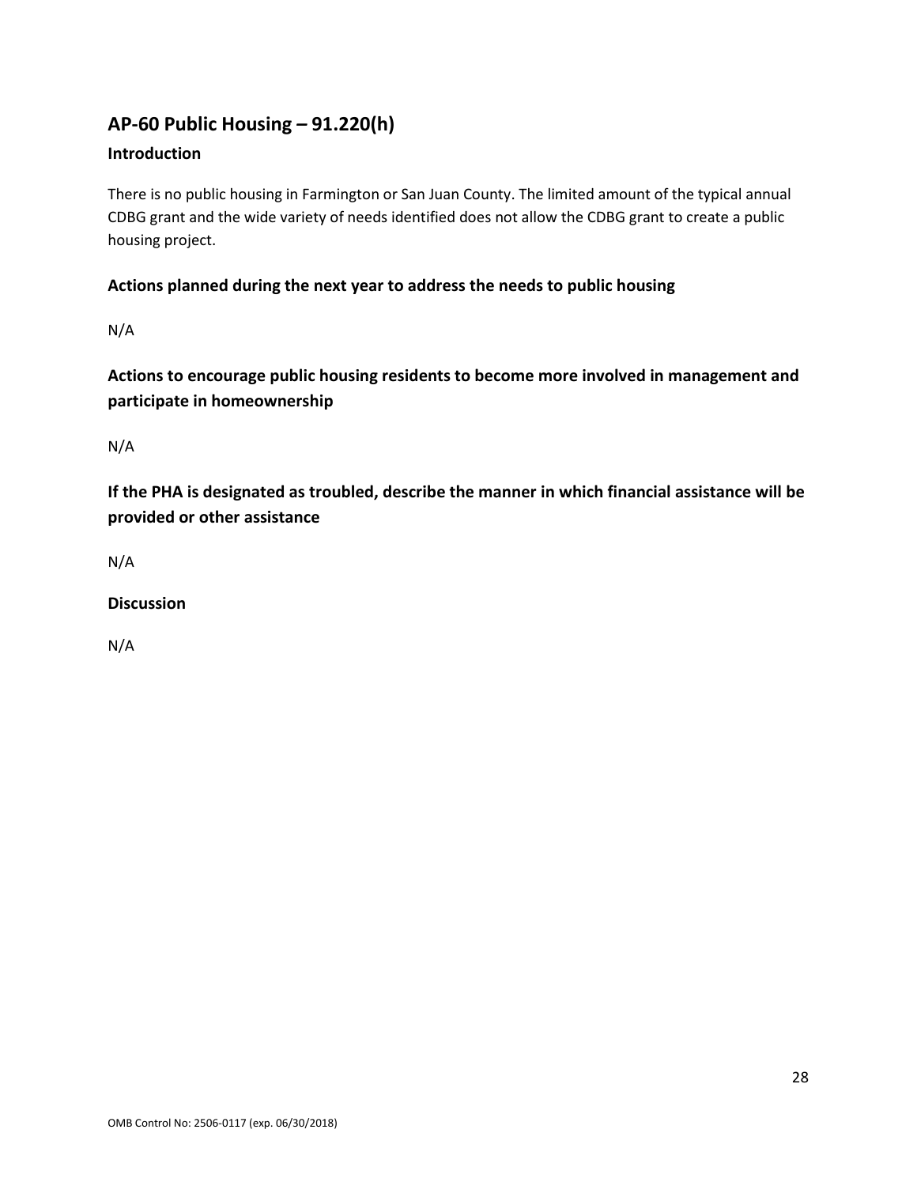## AP-60 Public Housing – 91.220(h)

### Introduction

There is no public housing in Farmington or San Juan County. The limited amount of the typical annual CDBG grant and the wide variety of needs identified does not allow the CDBG grant to create a public housing project.

### Actions planned during the next year to address the needs to public housing

N/A

### Actions to encourage public housing residents to become more involved in management and participate in homeownership

N/A

### If the PHA is designated as troubled, describe the manner in which financial assistance will be provided or other assistance

N/A

### Discussion

N/A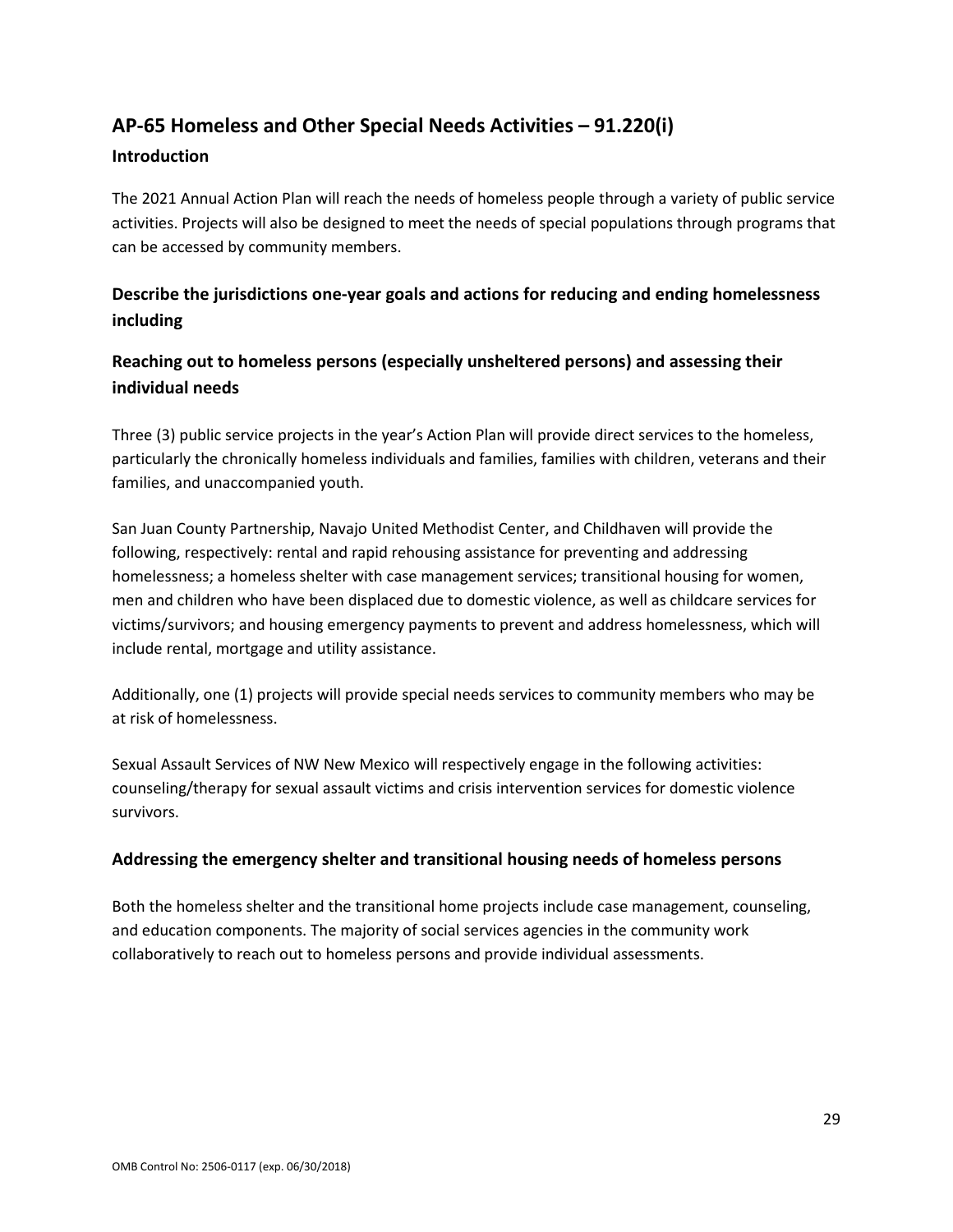## AP-65 Homeless and Other Special Needs Activities – 91.220(i)

### Introduction

The 2021 Annual Action Plan will reach the needs of homeless people through a variety of public service activities. Projects will also be designed to meet the needs of special populations through programs that can be accessed by community members.

### Describe the jurisdictions one-year goals and actions for reducing and ending homelessness including

### Reaching out to homeless persons (especially unsheltered persons) and assessing their individual needs

Three (3) public service projects in the year's Action Plan will provide direct services to the homeless, particularly the chronically homeless individuals and families, families with children, veterans and their families, and unaccompanied youth.

San Juan County Partnership, Navajo United Methodist Center, and Childhaven will provide the following, respectively: rental and rapid rehousing assistance for preventing and addressing homelessness; a homeless shelter with case management services; transitional housing for women, men and children who have been displaced due to domestic violence, as well as childcare services for victims/survivors; and housing emergency payments to prevent and address homelessness, which will include rental, mortgage and utility assistance.

Additionally, one (1) projects will provide special needs services to community members who may be at risk of homelessness.

Sexual Assault Services of NW New Mexico will respectively engage in the following activities: counseling/therapy for sexual assault victims and crisis intervention services for domestic violence survivors.

### Addressing the emergency shelter and transitional housing needs of homeless persons

Both the homeless shelter and the transitional home projects include case management, counseling, and education components. The majority of social services agencies in the community work collaboratively to reach out to homeless persons and provide individual assessments.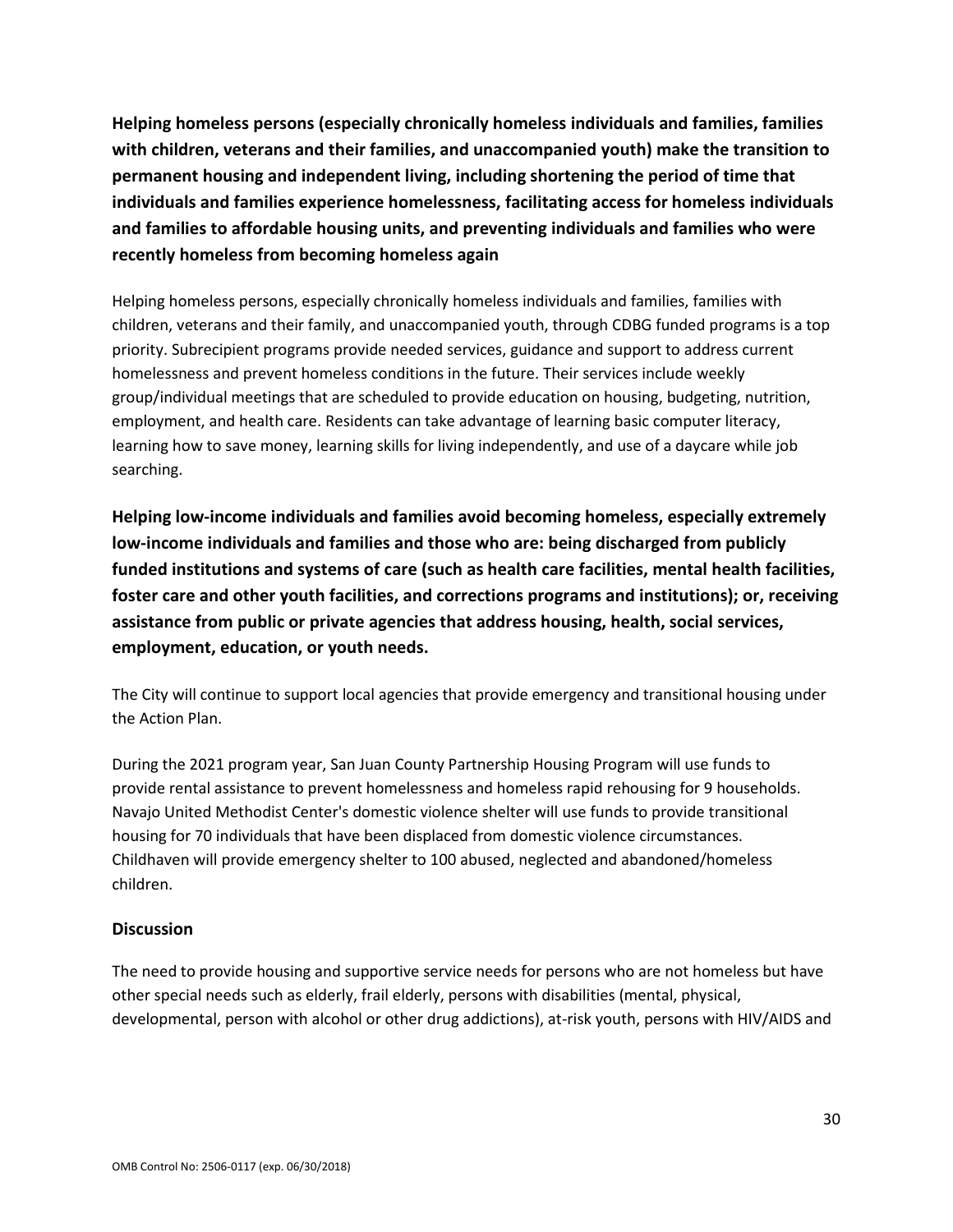**Helping homeless persons (especially chronically homeless individuals and families, families with children, veterans and their families, and unaccompanied youth) make the transition to permanent housing and independent living, including shortening the period of time that individuals and families experience homelessness, facilitating access for homeless individuals and families to affordable housing units, and preventing individuals and families who were recently homeless from becoming homeless again**

Helping homeless persons, especially chronically homeless individuals and families, families with children, veterans and their family, and unaccompanied youth, through CDBG funded programs is a top priority. Subrecipient programs provide needed services, guidance and support to address current homelessness and prevent homeless conditions in the future. Their services include weekly group/individual meetings that are scheduled to provide education on housing, budgeting, nutrition, employment, and health care. Residents can take advantage of learning basic computer literacy, learning how to save money, learning skills for living independently, and use of a daycare while job searching.

**Helping low-income individuals and families avoid becoming homeless, especially extremely low-income individuals and families and those who are: being discharged from publicly funded institutions and systems of care (such as health care facilities, mental health facilities, foster care and other youth facilities, and corrections programs and institutions); or, receiving assistance from public or private agencies that address housing, health, social services, employment, education, or youth needs.**

The City will continue to support local agencies that provide emergency and transitional housing under the Action Plan.

During the 2021 program year, San Juan County Partnership Housing Program will use funds to provide rental assistance to prevent homelessness and homeless rapid rehousing for 9 households. Navajo United Methodist Center's domestic violence shelter will use funds to provide transitional housing for 70 individuals that have been displaced from domestic violence circumstances. Childhaven will provide emergency shelter to 100 abused, neglected and abandoned/homeless children.

## Discussion

The need to provide housing and supportive service needs for persons who are not homeless but have other special needs such as elderly, frail elderly, persons with disabilities (mental, physical, developmental, person with alcohol or other drug addictions), at-risk youth, persons with HIV/AIDS and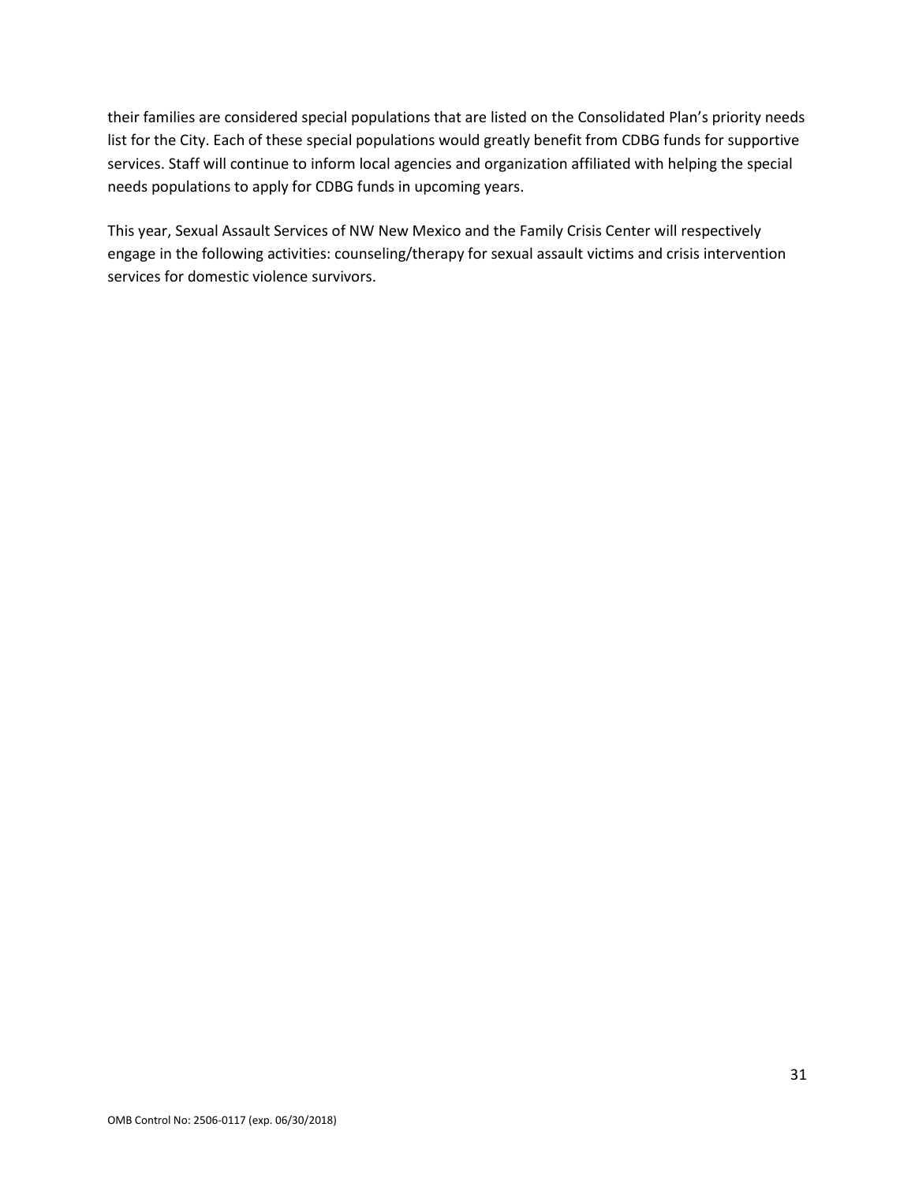their families are considered special populations that are listed on the Consolidated Plan's priority needs list for the City. Each of these special populations would greatly benefit from CDBG funds for supportive services. Staff will continue to inform local agencies and organization affiliated with helping the special needs populations to apply for CDBG funds in upcoming years.

This year, Sexual Assault Services of NW New Mexico and the Family Crisis Center will respectively engage in the following activities: counseling/therapy for sexual assault victims and crisis intervention services for domestic violence survivors.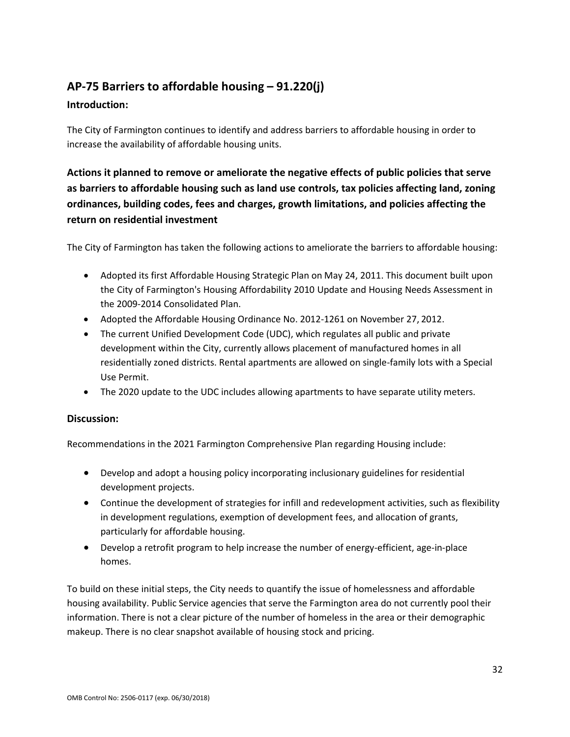## AP-75 Barriers to affordable housing – 91.220(j)

### Introduction:

The City of Farmington continues to identify and address barriers to affordable housing in order to increase the availability of affordable housing units.

### Actions it planned to remove or ameliorate the negative effects of public policies that serve as barriers to affordable housing such as land use controls, tax policies affecting land, zoning ordinances, building codes, fees and charges, growth limitations, and policies affecting the return on residential investment

The City of Farmington has taken the following actions to ameliorate the barriers to affordable housing:

- Adopted its first Affordable Housing Strategic Plan on May 24, 2011. This document built upon the City of Farmington's Housing Affordability 2010 Update and Housing Needs Assessment in the 2009-2014 Consolidated Plan.
- Adopted the Affordable Housing Ordinance No. 2012-1261 on November 27, 2012.
- The current Unified Development Code (UDC), which regulates all public and private development within the City, currently allows placement of manufactured homes in all residentially zoned districts. Rental apartments are allowed on single-family lots with a Special Use Permit.
- The 2020 update to the UDC includes allowing apartments to have separate utility meters.

### Discussion:

Recommendations in the 2021 Farmington Comprehensive Plan regarding Housing include:

- Develop and adopt a housing policy incorporating inclusionary guidelines for residential development projects.
- Continue the development of strategies for infill and redevelopment activities, such as flexibility in development regulations, exemption of development fees, and allocation of grants, particularly for affordable housing.
- Develop a retrofit program to help increase the number of energy-efficient, age-in-place homes.

To build on these initial steps, the City needs to quantify the issue of homelessness and affordable housing availability. Public Service agencies that serve the Farmington area do not currently pool their information. There is not a clear picture of the number of homeless in the area or their demographic makeup. There is no clear snapshot available of housing stock and pricing.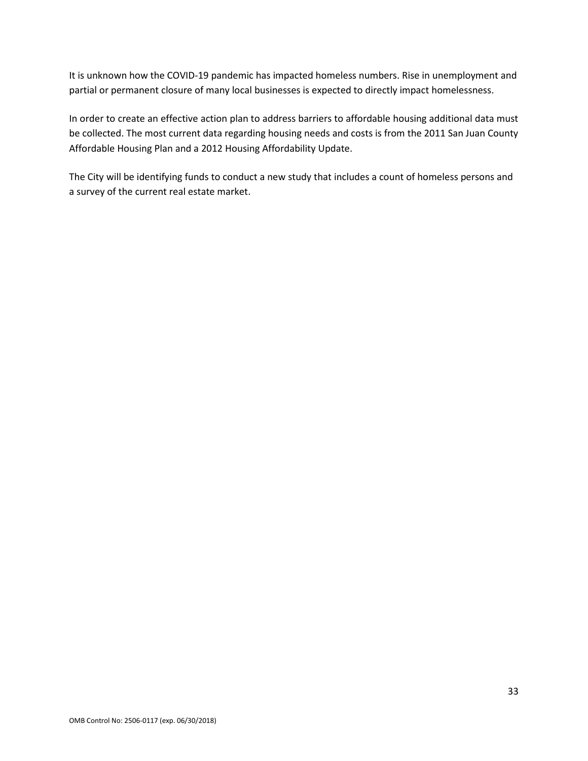It is unknown how the COVID-19 pandemic has impacted homeless numbers. Rise in unemployment and partial or permanent closure of many local businesses is expected to directly impact homelessness.

In order to create an effective action plan to address barriers to affordable housing additional data must be collected. The most current data regarding housing needs and costs is from the 2011 San Juan County Affordable Housing Plan and a 2012 Housing Affordability Update.

The City will be identifying funds to conduct a new study that includes a count of homeless persons and a survey of the current real estate market.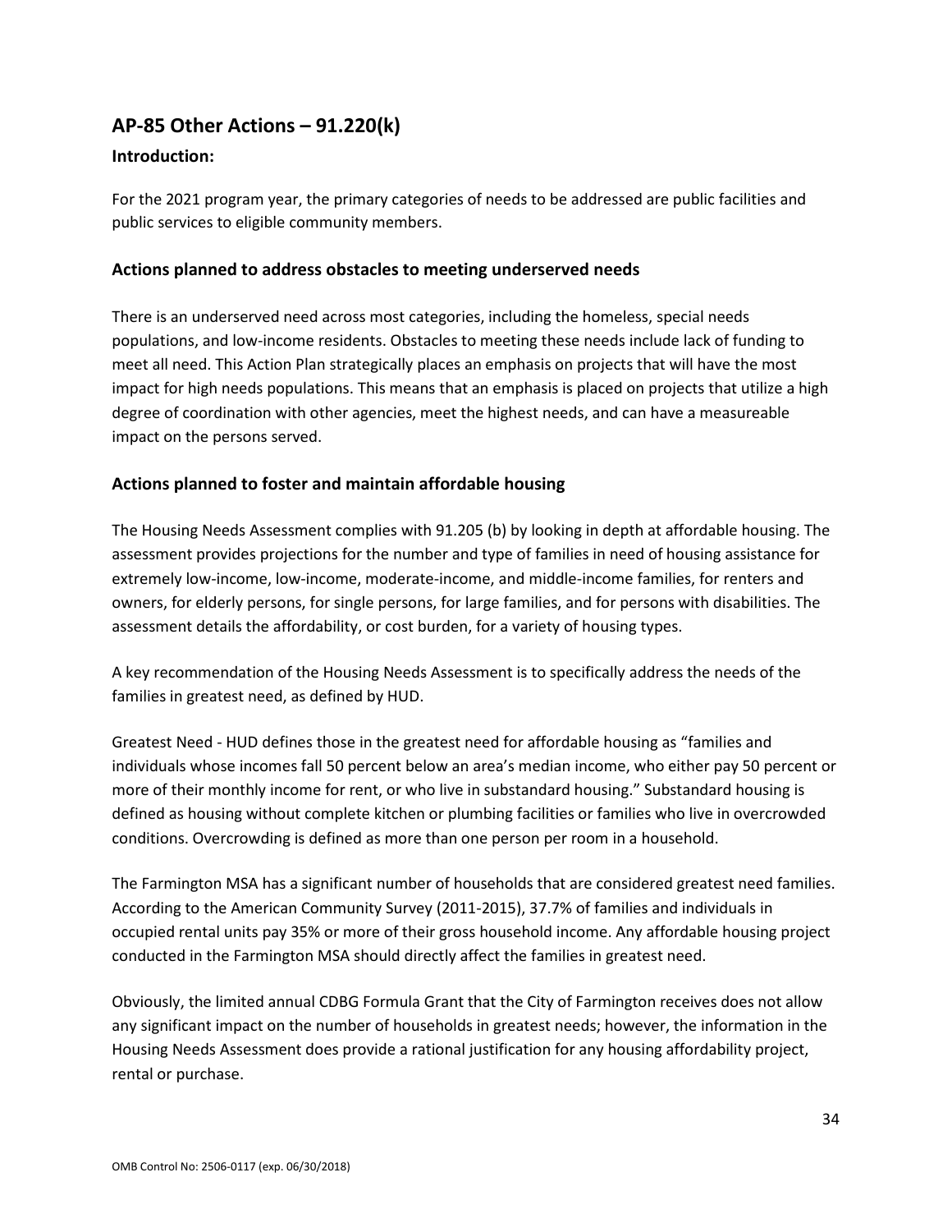## AP-85 Other Actions – 91.220(k)

### Introduction:

For the 2021 program year, the primary categories of needs to be addressed are public facilities and public services to eligible community members.

### Actions planned to address obstacles to meeting underserved needs

There is an underserved need across most categories, including the homeless, special needs populations, and low-income residents. Obstacles to meeting these needs include lack of funding to meet all need. This Action Plan strategically places an emphasis on projects that will have the most impact for high needs populations. This means that an emphasis is placed on projects that utilize a high degree of coordination with other agencies, meet the highest needs, and can have a measureable impact on the persons served.

### Actions planned to foster and maintain affordable housing

The Housing Needs Assessment complies with 91.205 (b) by looking in depth at affordable housing. The assessment provides projections for the number and type of families in need of housing assistance for extremely low-income, low-income, moderate-income, and middle-income families, for renters and owners, for elderly persons, for single persons, for large families, and for persons with disabilities. The assessment details the affordability, or cost burden, for a variety of housing types.

A key recommendation of the Housing Needs Assessment is to specifically address the needs of the families in greatest need, as defined by HUD.

Greatest Need - HUD defines those in the greatest need for affordable housing as "families and individuals whose incomes fall 50 percent below an area's median income, who either pay 50 percent or more of their monthly income for rent, or who live in substandard housing." Substandard housing is defined as housing without complete kitchen or plumbing facilities or families who live in overcrowded conditions. Overcrowding is defined as more than one person per room in a household.

The Farmington MSA has a significant number of households that are considered greatest need families. According to the American Community Survey (2011-2015), 37.7% of families and individuals in occupied rental units pay 35% or more of their gross household income. Any affordable housing project conducted in the Farmington MSA should directly affect the families in greatest need.

Obviously, the limited annual CDBG Formula Grant that the City of Farmington receives does not allow any significant impact on the number of households in greatest needs; however, the information in the Housing Needs Assessment does provide a rational justification for any housing affordability project, rental or purchase.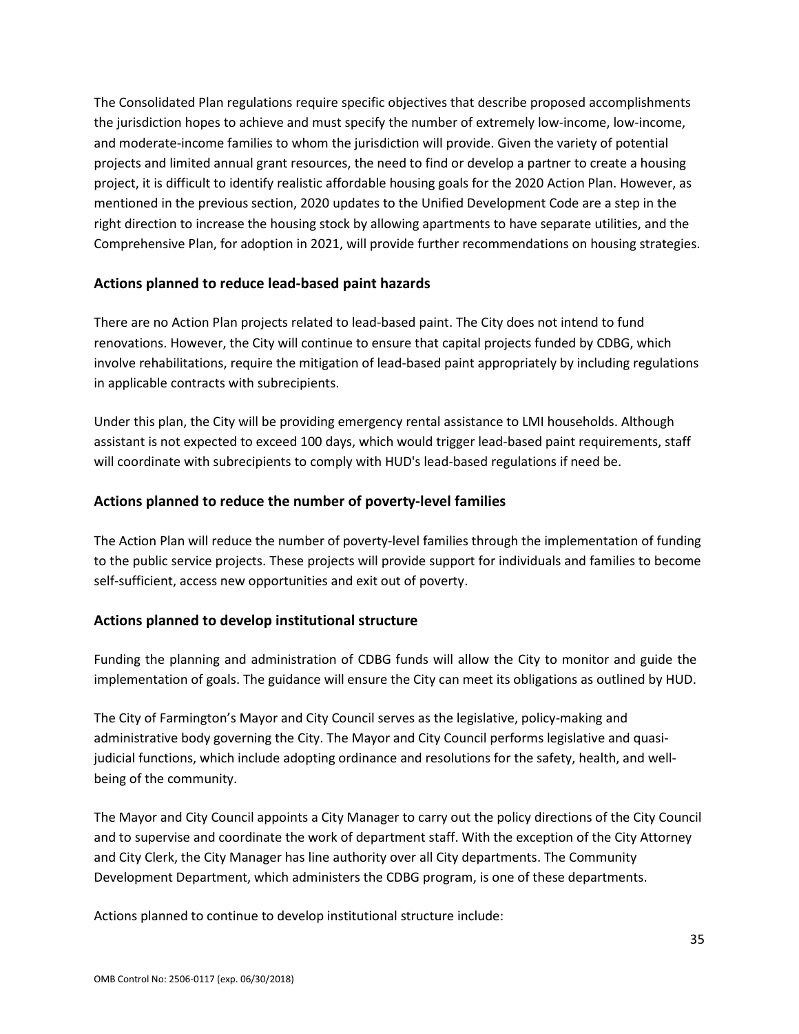The Consolidated Plan regulations require specific objectives that describe proposed accomplishments the jurisdiction hopes to achieve and must specify the number of extremely low-income, low-income, and moderate-income families to whom the jurisdiction will provide. Given the variety of potential projects and limited annual grant resources, the need to find or develop a partner to create a housing project, it is difficult to identify realistic affordable housing goals for the 2020 Action Plan. However, as mentioned in the previous section, 2020 updates to the Unified Development Code are a step in the right direction to increase the housing stock by allowing apartments to have separate utilities, and the Comprehensive Plan, for adoption in 2021, will provide further recommendations on housing strategies.

### Actions planned to reduce lead-based paint hazards

There are no Action Plan projects related to lead-based paint. The City does not intend to fund renovations. However, the City will continue to ensure that capital projects funded by CDBG, which involve rehabilitations, require the mitigation of lead-based paint appropriately by including regulations in applicable contracts with subrecipients.

Under this plan, the City will be providing emergency rental assistance to LMI households. Although assistant is not expected to exceed 100 days, which would trigger lead-based paint requirements, staff will coordinate with subrecipients to comply with HUD's lead-based regulations if need be.

### Actions planned to reduce the number of poverty-level families

The Action Plan will reduce the number of poverty-level families through the implementation of funding to the public service projects. These projects will provide support for individuals and families to become self-sufficient, access new opportunities and exit out of poverty.

### Actions planned to develop institutional structure

Funding the planning and administration of CDBG funds will allow the City to monitor and guide the implementation of goals. The guidance will ensure the City can meet its obligations as outlined by HUD.

The City of Farmington's Mayor and City Council serves as the legislative, policy-making and administrative body governing the City. The Mayor and City Council performs legislative and quasi-judicial functions, which include adopting ordinance and resolutions for the safety, health, and well-being of the community.

The Mayor and City Council appoints a City Manager to carry out the policy directions of the City Council and to supervise and coordinate the work of department staff. With the exception of the City Attorney and City Clerk, the City Manager has line authority over all City departments. The Community Development Department, which administers the CDBG program, is one of these departments.

Actions planned to continue to develop institutional structure include: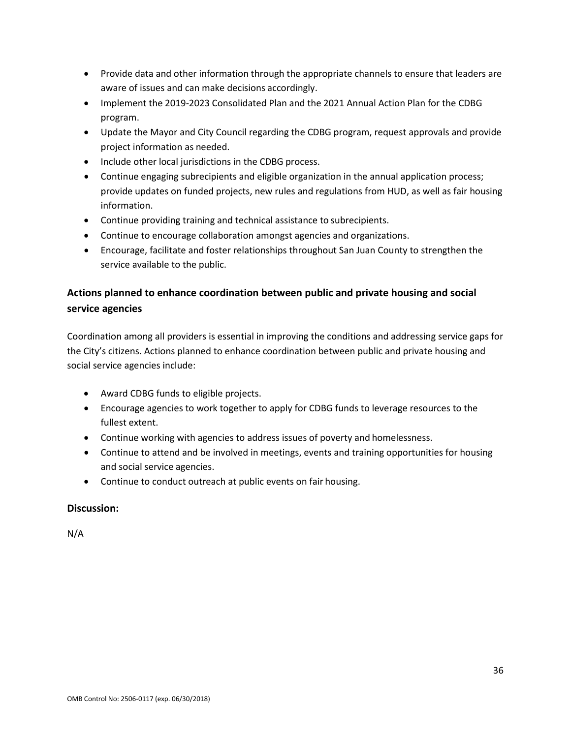- Provide data and other information through the appropriate channels to ensure that leaders are aware of issues and can make decisions accordingly.
- Implement the 2019-2023 Consolidated Plan and the 2021 Annual Action Plan for the CDBG program.
- Update the Mayor and City Council regarding the CDBG program, request approvals and provide project information as needed.
- Include other local jurisdictions in the CDBG process.
- Continue engaging subrecipients and eligible organization in the annual application process; provide updates on funded projects, new rules and regulations from HUD, as well as fair housing information.
- Continue providing training and technical assistance to subrecipients.
- Continue to encourage collaboration amongst agencies and organizations.
- Encourage, facilitate and foster relationships throughout San Juan County to strengthen the service available to the public.

### Actions planned to enhance coordination between public and private housing and social service agencies

Coordination among all providers is essential in improving the conditions and addressing service gaps for the City's citizens. Actions planned to enhance coordination between public and private housing and social service agencies include:

- Award CDBG funds to eligible projects.
- Encourage agencies to work together to apply for CDBG funds to leverage resources to the fullest extent.
- Continue working with agencies to address issues of poverty and homelessness.
- Continue to attend and be involved in meetings, events and training opportunities for housing and social service agencies.
- Continue to conduct outreach at public events on fair housing.

### Discussion:

N/A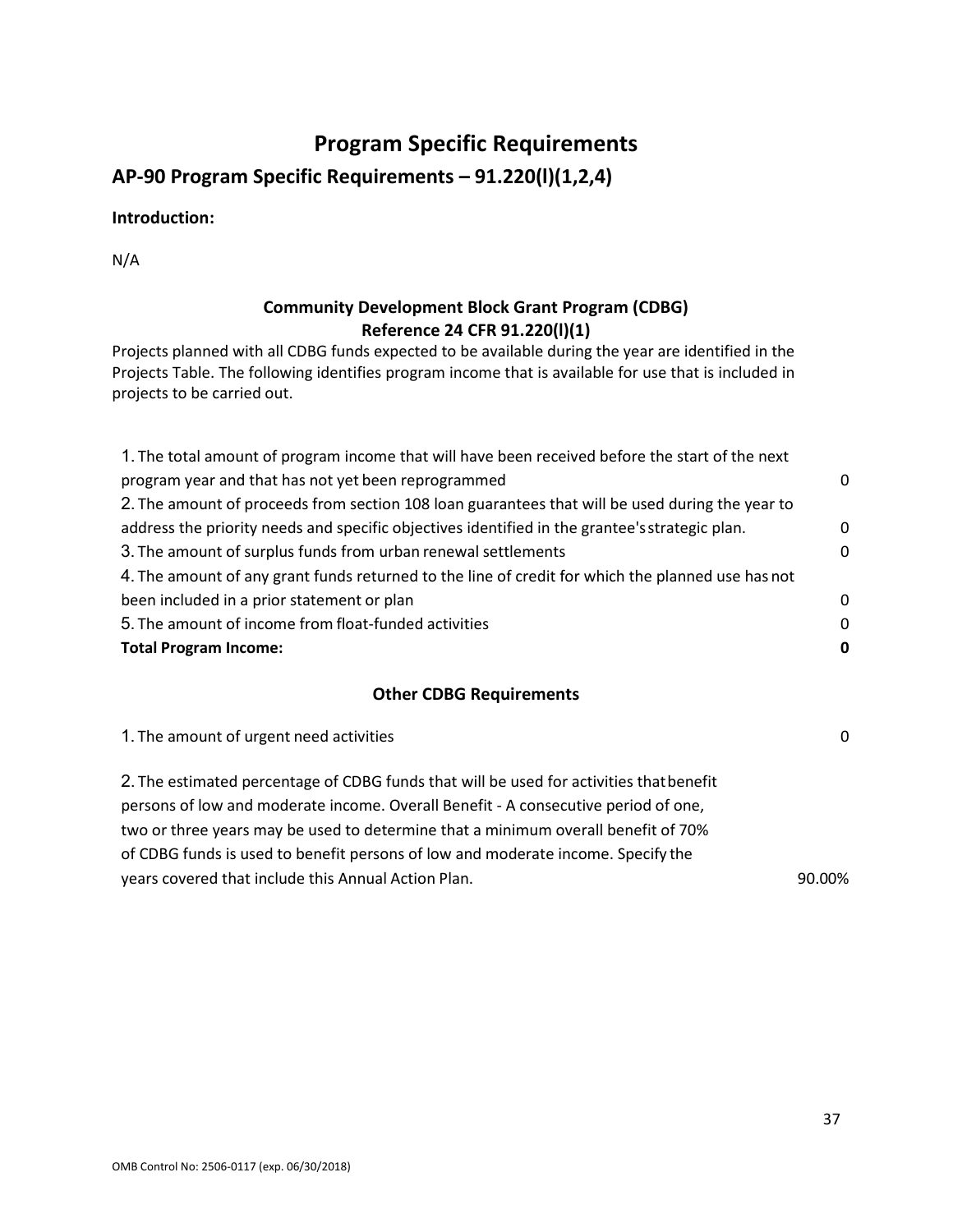# Program Specific Requirements

## AP-90 Program Specific Requirements – 91.220(l)(1,2,4)

**Introduction:**

N/A

### Community Development Block Grant Program (CDBG)
### Reference 24 CFR 91.220(l)(1)

Projects planned with all CDBG funds expected to be available during the year are identified in the Projects Table. The following identifies program income that is available for use that is included in projects to be carried out.

| | |
|---|---|
| 1. The total amount of program income that will have been received before the start of the next program year and that has not yet been reprogrammed | 0 |
| 2. The amount of proceeds from section 108 loan guarantees that will be used during the year to address the priority needs and specific objectives identified in the grantee's strategic plan. | 0 |
| 3. The amount of surplus funds from urban renewal settlements | 0 |
| 4. The amount of any grant funds returned to the line of credit for which the planned use has not been included in a prior statement or plan | 0 |
| 5. The amount of income from float-funded activities | 0 |
| **Total Program Income:** | **0** |

### Other CDBG Requirements

| | |
|---|---|
| 1. The amount of urgent need activities | 0 |
| 2. The estimated percentage of CDBG funds that will be used for activities that benefit persons of low and moderate income. Overall Benefit - A consecutive period of one, two or three years may be used to determine that a minimum overall benefit of 70% of CDBG funds is used to benefit persons of low and moderate income. Specify the years covered that include this Annual Action Plan. | 90.00% |